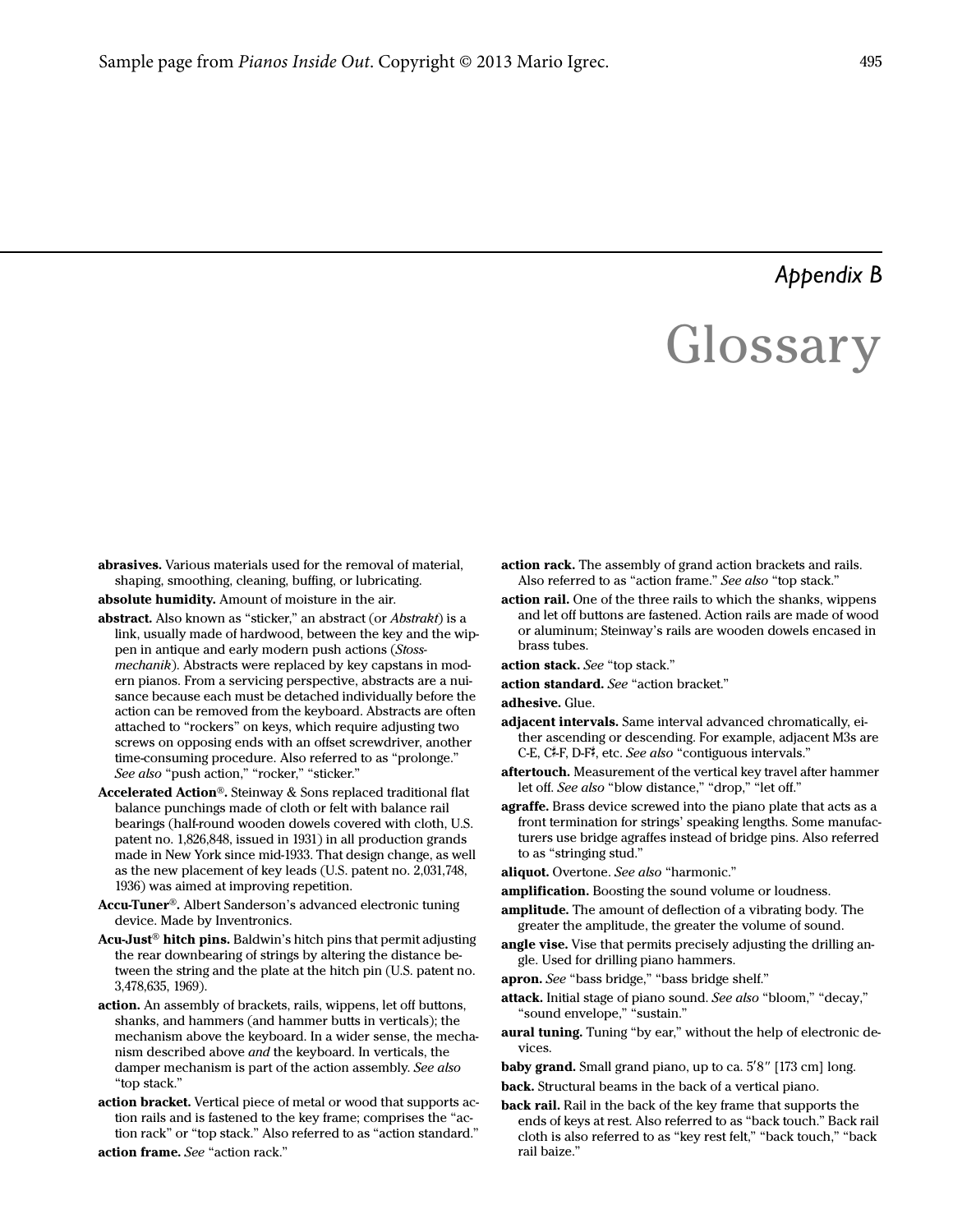# Appendix B

# Glossary

**abrasives.** Various materials used for the removal of material, shaping, smoothing, cleaning, buffing, or lubricating.

**absolute humidity.** Amount of moisture in the air.

**abstract.** Also known as "sticker," an abstract (or *Abstrakt*) is a link, usually made of hardwood, between the key and the wippen in antique and early modern push actions (*Stossmechanik*). Abstracts were replaced by key capstans in modern pianos. From a servicing perspective, abstracts are a nuisance because each must be detached individually before the action can be removed from the keyboard. Abstracts are often attached to "rockers" on keys, which require adjusting two screws on opposing ends with an offset screwdriver, another time-consuming procedure. Also referred to as "prolonge." *See also* "push action," "rocker," "sticker."

**Accelerated Action®.** Steinway & Sons replaced traditional flat balance punchings made of cloth or felt with balance rail bearings (half-round wooden dowels covered with cloth, U.S. patent no. 1,826,848, issued in 1931) in all production grands made in New York since mid-1933. That design change, as well as the new placement of key leads (U.S. patent no. 2,031,748, 1936) was aimed at improving repetition.

**Accu-Tuner®.** Albert Sanderson's advanced electronic tuning device. Made by Inventronics.

**Acu-Just® hitch pins.** Baldwin's hitch pins that permit adjusting the rear downbearing of strings by altering the distance between the string and the plate at the hitch pin (U.S. patent no. 3,478,635, 1969).

**action.** An assembly of brackets, rails, wippens, let off buttons, shanks, and hammers (and hammer butts in verticals); the mechanism above the keyboard. In a wider sense, the mechanism described above *and* the keyboard. In verticals, the damper mechanism is part of the action assembly. *See also* "top stack."

**action bracket.** Vertical piece of metal or wood that supports action rails and is fastened to the key frame; comprises the "action rack" or "top stack." Also referred to as "action standard."

**action frame.** *See* "action rack."

**action rack.** The assembly of grand action brackets and rails. Also referred to as "action frame." *See also* "top stack."

**action rail.** One of the three rails to which the shanks, wippens and let off buttons are fastened. Action rails are made of wood or aluminum; Steinway's rails are wooden dowels encased in brass tubes.

**action stack.** *See* "top stack."

**action standard.** *See* "action bracket."

**adhesive.** Glue.

**adjacent intervals.** Same interval advanced chromatically, either ascending or descending. For example, adjacent M3s are C-E, C♯-F, D-F♯, etc. *See also* "contiguous intervals."

**aftertouch.** Measurement of the vertical key travel after hammer let off. *See also* "blow distance," "drop," "let off."

**agraffe.** Brass device screwed into the piano plate that acts as a front termination for strings' speaking lengths. Some manufacturers use bridge agraffes instead of bridge pins. Also referred to as "stringing stud."

**aliquot.** Overtone. *See also* "harmonic."

**amplification.** Boosting the sound volume or loudness.

**amplitude.** The amount of deflection of a vibrating body. The greater the amplitude, the greater the volume of sound.

**angle vise.** Vise that permits precisely adjusting the drilling angle. Used for drilling piano hammers.

**apron.** *See* "bass bridge," "bass bridge shelf."

**attack.** Initial stage of piano sound. *See also* "bloom," "decay," "sound envelope," "sustain."

**aural tuning.** Tuning "by ear," without the help of electronic devices.

**baby grand.** Small grand piano, up to ca. 5′8″ [173 cm] long.

**back.** Structural beams in the back of a vertical piano.

**back rail.** Rail in the back of the key frame that supports the ends of keys at rest. Also referred to as "back touch." Back rail cloth is also referred to as "key rest felt," "back touch," "back rail baize."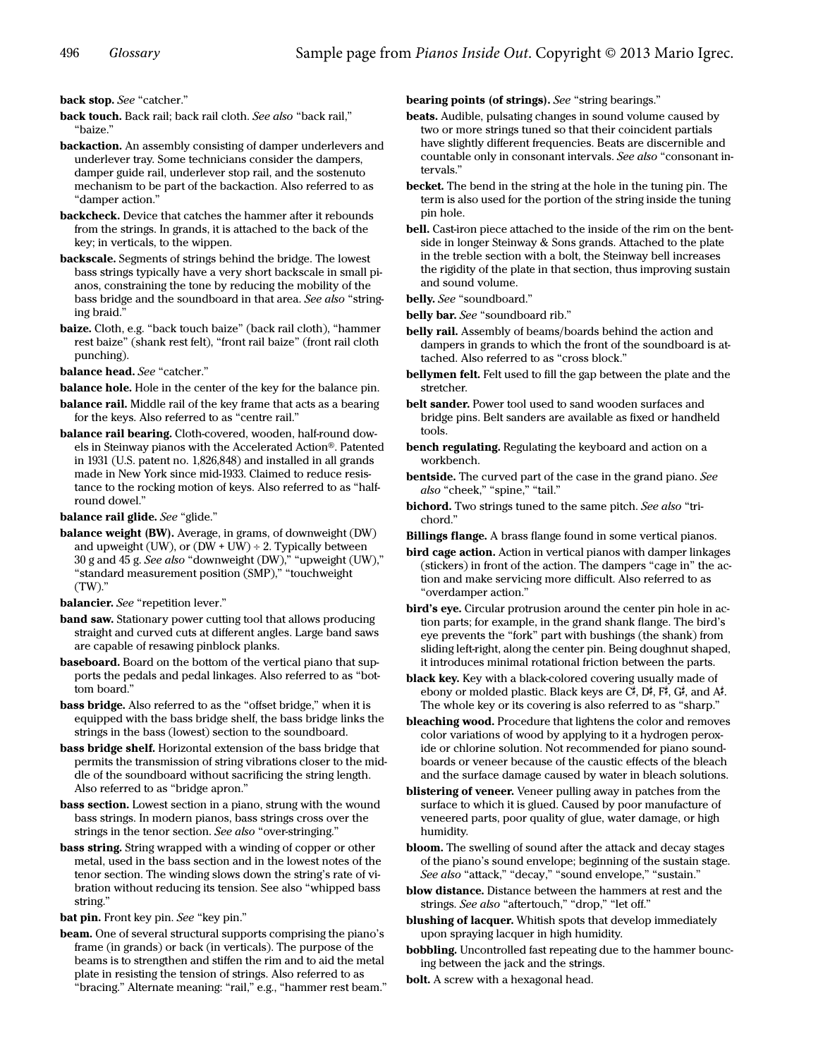**back stop.** *See* "catcher."

**back touch.** Back rail; back rail cloth. *See also* "back rail," "baize."

**backaction.** An assembly consisting of damper underlevers and underlever tray. Some technicians consider the dampers, damper guide rail, underlever stop rail, and the sostenuto mechanism to be part of the backaction. Also referred to as "damper action."

**backcheck.** Device that catches the hammer after it rebounds from the strings. In grands, it is attached to the back of the key; in verticals, to the wippen.

**backscale.** Segments of strings behind the bridge. The lowest bass strings typically have a very short backscale in small pianos, constraining the tone by reducing the mobility of the bass bridge and the soundboard in that area. *See also* "stringing braid."

**baize.** Cloth, e.g. "back touch baize" (back rail cloth), "hammer rest baize" (shank rest felt), "front rail baize" (front rail cloth punching).

**balance head.** *See* "catcher."

**balance hole.** Hole in the center of the key for the balance pin.

**balance rail.** Middle rail of the key frame that acts as a bearing for the keys. Also referred to as "centre rail."

**balance rail bearing.** Cloth-covered, wooden, half-round dowels in Steinway pianos with the Accelerated Action®. Patented in 1931 (U.S. patent no. 1,826,848) and installed in all grands made in New York since mid-1933. Claimed to reduce resistance to the rocking motion of keys. Also referred to as "half-round dowel."

**balance rail glide.** *See* "glide."

**balance weight (BW).** Average, in grams, of downweight (DW) and upweight (UW), or (DW + UW) ÷ 2. Typically between 30 g and 45 g. *See also* "downweight (DW)," "upweight (UW)," "standard measurement position (SMP)," "touchweight (TW)."

**balancier.** *See* "repetition lever."

**band saw.** Stationary power cutting tool that allows producing straight and curved cuts at different angles. Large band saws are capable of resawing pinblock planks.

**baseboard.** Board on the bottom of the vertical piano that supports the pedals and pedal linkages. Also referred to as "bottom board."

**bass bridge.** Also referred to as the "offset bridge," when it is equipped with the bass bridge shelf, the bass bridge links the strings in the bass (lowest) section to the soundboard.

**bass bridge shelf.** Horizontal extension of the bass bridge that permits the transmission of string vibrations closer to the middle of the soundboard without sacrificing the string length. Also referred to as "bridge apron."

**bass section.** Lowest section in a piano, strung with the wound bass strings. In modern pianos, bass strings cross over the strings in the tenor section. *See also* "over-stringing."

**bass string.** String wrapped with a winding of copper or other metal, used in the bass section and in the lowest notes of the tenor section. The winding slows down the string's rate of vibration without reducing its tension. See also "whipped bass string."

**bat pin.** Front key pin. *See* "key pin."

**beam.** One of several structural supports comprising the piano's frame (in grands) or back (in verticals). The purpose of the beams is to strengthen and stiffen the rim and to aid the metal plate in resisting the tension of strings. Also referred to as "bracing." Alternate meaning: "rail," e.g., "hammer rest beam."

**bearing points (of strings).** *See* "string bearings."

**beats.** Audible, pulsating changes in sound volume caused by two or more strings tuned so that their coincident partials have slightly different frequencies. Beats are discernible and countable only in consonant intervals. *See also* "consonant intervals."

**becket.** The bend in the string at the hole in the tuning pin. The term is also used for the portion of the string inside the tuning pin hole.

**bell.** Cast-iron piece attached to the inside of the rim on the bentside in longer Steinway & Sons grands. Attached to the plate in the treble section with a bolt, the Steinway bell increases the rigidity of the plate in that section, thus improving sustain and sound volume.

**belly.** *See* "soundboard."

**belly bar.** *See* "soundboard rib."

**belly rail.** Assembly of beams/boards behind the action and dampers in grands to which the front of the soundboard is attached. Also referred to as "cross block."

**bellymen felt.** Felt used to fill the gap between the plate and the stretcher.

**belt sander.** Power tool used to sand wooden surfaces and bridge pins. Belt sanders are available as fixed or handheld tools.

**bench regulating.** Regulating the keyboard and action on a workbench.

**bentside.** The curved part of the case in the grand piano. *See also* "cheek," "spine," "tail."

**bichord.** Two strings tuned to the same pitch. *See also* "trichord."

**Billings flange.** A brass flange found in some vertical pianos.

**bird cage action.** Action in vertical pianos with damper linkages (stickers) in front of the action. The dampers "cage in" the action and make servicing more difficult. Also referred to as "overdamper action."

**bird's eye.** Circular protrusion around the center pin hole in action parts; for example, in the grand shank flange. The bird's eye prevents the "fork" part with bushings (the shank) from sliding left-right, along the center pin. Being doughnut shaped, it introduces minimal rotational friction between the parts.

**black key.** Key with a black-colored covering usually made of ebony or molded plastic. Black keys are C♯, D♯, F♯, G♯, and A♯. The whole key or its covering is also referred to as "sharp."

**bleaching wood.** Procedure that lightens the color and removes color variations of wood by applying to it a hydrogen peroxide or chlorine solution. Not recommended for piano soundboards or veneer because of the caustic effects of the bleach and the surface damage caused by water in bleach solutions.

**blistering of veneer.** Veneer pulling away in patches from the surface to which it is glued. Caused by poor manufacture of veneered parts, poor quality of glue, water damage, or high humidity.

**bloom.** The swelling of sound after the attack and decay stages of the piano's sound envelope; beginning of the sustain stage. *See also* "attack," "decay," "sound envelope," "sustain."

**blow distance.** Distance between the hammers at rest and the strings. *See also* "aftertouch," "drop," "let off."

**blushing of lacquer.** Whitish spots that develop immediately upon spraying lacquer in high humidity.

**bobbling.** Uncontrolled fast repeating due to the hammer bouncing between the jack and the strings.

**bolt.** A screw with a hexagonal head.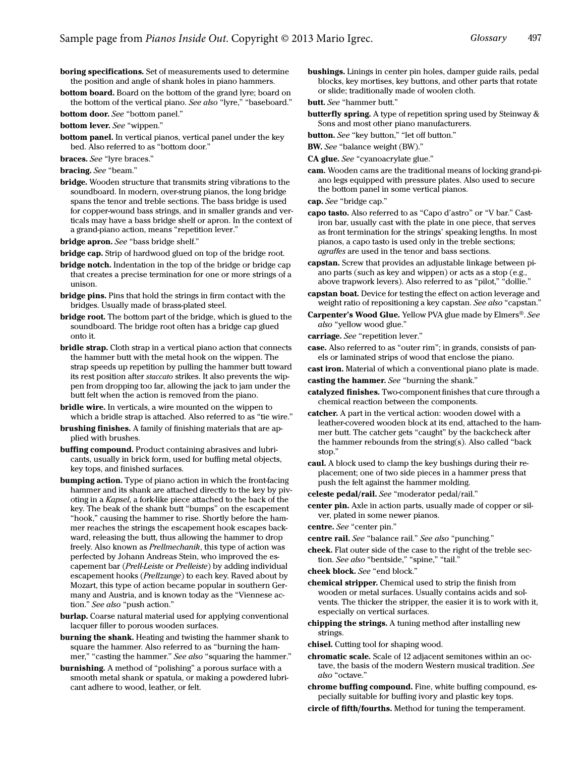**boring specifications.** Set of measurements used to determine the position and angle of shank holes in piano hammers.

**bottom board.** Board on the bottom of the grand lyre; board on the bottom of the vertical piano. *See also* "lyre," "baseboard."

**bottom door.** *See* "bottom panel."

**bottom lever.** *See* "wippen."

**bottom panel.** In vertical pianos, vertical panel under the key bed. Also referred to as "bottom door."

**braces.** *See* "lyre braces."

**bracing.** *See* "beam."

**bridge.** Wooden structure that transmits string vibrations to the soundboard. In modern, over-strung pianos, the long bridge spans the tenor and treble sections. The bass bridge is used for copper-wound bass strings, and in smaller grands and verticals may have a bass bridge shelf or apron. In the context of a grand-piano action, means "repetition lever."

**bridge apron.** *See* "bass bridge shelf."

**bridge cap.** Strip of hardwood glued on top of the bridge root.

**bridge notch.** Indentation in the top of the bridge or bridge cap that creates a precise termination for one or more strings of a unison.

**bridge pins.** Pins that hold the strings in firm contact with the bridges. Usually made of brass-plated steel.

**bridge root.** The bottom part of the bridge, which is glued to the soundboard. The bridge root often has a bridge cap glued onto it.

**bridle strap.** Cloth strap in a vertical piano action that connects the hammer butt with the metal hook on the wippen. The strap speeds up repetition by pulling the hammer butt toward its rest position after *staccato* strikes. It also prevents the wippen from dropping too far, allowing the jack to jam under the butt felt when the action is removed from the piano.

**bridle wire.** In verticals, a wire mounted on the wippen to which a bridle strap is attached. Also referred to as "tie wire."

**brushing finishes.** A family of finishing materials that are applied with brushes.

**buffing compound.** Product containing abrasives and lubricants, usually in brick form, used for buffing metal objects, key tops, and finished surfaces.

**bumping action.** Type of piano action in which the front-facing hammer and its shank are attached directly to the key by pivoting in a *Kapsel*, a fork-like piece attached to the back of the key. The beak of the shank butt "bumps" on the escapement "hook," causing the hammer to rise. Shortly before the hammer reaches the strings the escapement hook escapes backward, releasing the butt, thus allowing the hammer to drop freely. Also known as *Prellmechanik*, this type of action was perfected by Johann Andreas Stein, who improved the escapement bar (*Prell-Leiste* or *Prelleiste*) by adding individual escapement hooks (*Prellzunge*) to each key. Raved about by Mozart, this type of action became popular in southern Germany and Austria, and is known today as the "Viennese action." *See also* "push action."

**burlap.** Coarse natural material used for applying conventional lacquer filler to porous wooden surfaces.

**burning the shank.** Heating and twisting the hammer shank to square the hammer. Also referred to as "burning the hammer," "casting the hammer." *See also* "squaring the hammer."

**burnishing.** A method of "polishing" a porous surface with a smooth metal shank or spatula, or making a powdered lubricant adhere to wood, leather, or felt.

**bushings.** Linings in center pin holes, damper guide rails, pedal blocks, key mortises, key buttons, and other parts that rotate or slide; traditionally made of woolen cloth.

**butt.** *See* "hammer butt."

**butterfly spring.** A type of repetition spring used by Steinway & Sons and most other piano manufacturers.

**button.** *See* "key button," "let off button."

**BW.** *See* "balance weight (BW)."

**CA glue.** *See* "cyanoacrylate glue."

**cam.** Wooden cams are the traditional means of locking grand-piano legs equipped with pressure plates. Also used to secure the bottom panel in some vertical pianos.

**cap.** *See* "bridge cap."

**capo tasto.** Also referred to as "Capo d'astro" or "V bar." Cast-iron bar, usually cast with the plate in one piece, that serves as front termination for the strings' speaking lengths. In most pianos, a capo tasto is used only in the treble sections; *agraffes* are used in the tenor and bass sections.

**capstan.** Screw that provides an adjustable linkage between piano parts (such as key and wippen) or acts as a stop (e.g., above trapwork levers). Also referred to as "pilot," "dollie."

**capstan boat.** Device for testing the effect on action leverage and weight ratio of repositioning a key capstan. *See also* "capstan."

**Carpenter's Wood Glue.** Yellow PVA glue made by Elmers®. *See also* "yellow wood glue."

**carriage.** *See* "repetition lever."

**case.** Also referred to as "outer rim"; in grands, consists of panels or laminated strips of wood that enclose the piano.

**cast iron.** Material of which a conventional piano plate is made.

**casting the hammer.** *See* "burning the shank."

**catalyzed finishes.** Two-component finishes that cure through a chemical reaction between the components.

**catcher.** A part in the vertical action: wooden dowel with a leather-covered wooden block at its end, attached to the hammer butt. The catcher gets "caught" by the backcheck after the hammer rebounds from the string(s). Also called "back stop."

**caul.** A block used to clamp the key bushings during their replacement; one of two side pieces in a hammer press that push the felt against the hammer molding.

**celeste pedal/rail.** *See* "moderator pedal/rail."

**center pin.** Axle in action parts, usually made of copper or silver, plated in some newer pianos.

**centre.** *See* "center pin."

**centre rail.** *See* "balance rail." *See also* "punching."

**cheek.** Flat outer side of the case to the right of the treble section. *See also* "bentside," "spine," "tail."

**cheek block.** *See* "end block."

**chemical stripper.** Chemical used to strip the finish from wooden or metal surfaces. Usually contains acids and solvents. The thicker the stripper, the easier it is to work with it, especially on vertical surfaces.

**chipping the strings.** A tuning method after installing new strings.

**chisel.** Cutting tool for shaping wood.

**chromatic scale.** Scale of 12 adjacent semitones within an octave, the basis of the modern Western musical tradition. *See also* "octave."

**chrome buffing compound.** Fine, white buffing compound, especially suitable for buffing ivory and plastic key tops.

**circle of fifth/fourths.** Method for tuning the temperament.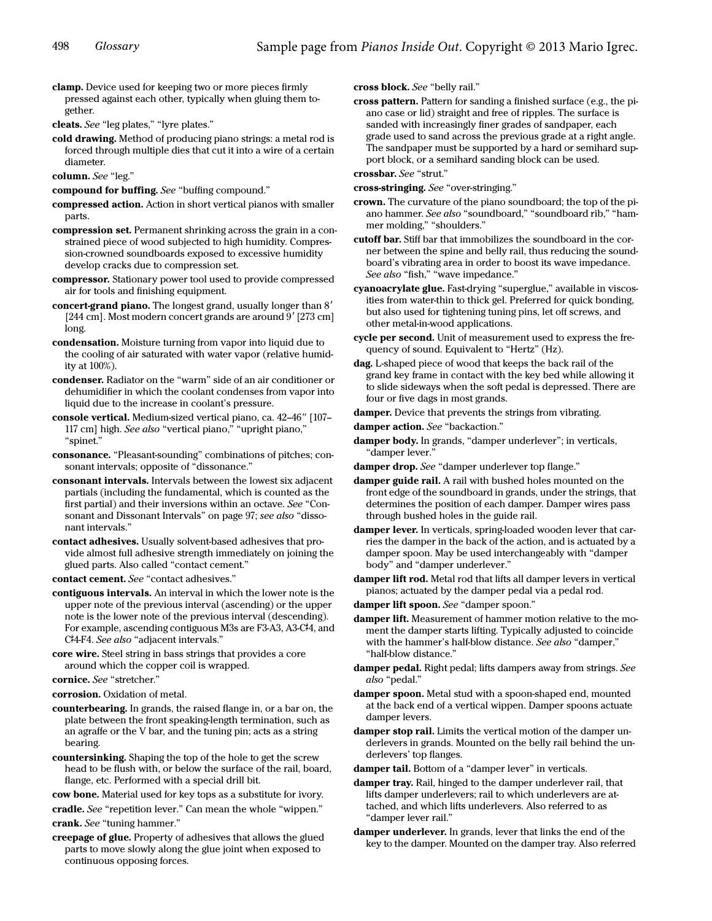**clamp.** Device used for keeping two or more pieces firmly pressed against each other, typically when gluing them together.

**cleats.** *See* "leg plates," "lyre plates."

**cold drawing.** Method of producing piano strings: a metal rod is forced through multiple dies that cut it into a wire of a certain diameter.

**column.** *See* "leg."

**compound for buffing.** *See* "buffing compound."

**compressed action.** Action in short vertical pianos with smaller parts.

**compression set.** Permanent shrinking across the grain in a constrained piece of wood subjected to high humidity. Compression-crowned soundboards exposed to excessive humidity develop cracks due to compression set.

**compressor.** Stationary power tool used to provide compressed air for tools and finishing equipment.

**concert-grand piano.** The longest grand, usually longer than 8′ [244 cm]. Most modern concert grands are around 9′ [273 cm] long.

**condensation.** Moisture turning from vapor into liquid due to the cooling of air saturated with water vapor (relative humidity at 100%).

**condenser.** Radiator on the "warm" side of an air conditioner or dehumidifier in which the coolant condenses from vapor into liquid due to the increase in coolant's pressure.

**console vertical.** Medium-sized vertical piano, ca. 42–46″ [107–117 cm] high. *See also* "vertical piano," "upright piano," "spinet."

**consonance.** "Pleasant-sounding" combinations of pitches; consonant intervals; opposite of "dissonance."

**consonant intervals.** Intervals between the lowest six adjacent partials (including the fundamental, which is counted as the first partial) and their inversions within an octave. *See* "Consonant and Dissonant Intervals" on page 97; *see also* "dissonant intervals."

**contact adhesives.** Usually solvent-based adhesives that provide almost full adhesive strength immediately on joining the glued parts. Also called "contact cement."

**contact cement.** *See* "contact adhesives."

**contiguous intervals.** An interval in which the lower note is the upper note of the previous interval (ascending) or the upper note is the lower note of the previous interval (descending). For example, ascending contiguous M3s are F3-A3, A3-C♯4, and C♯4-F4. *See also* "adjacent intervals."

**core wire.** Steel string in bass strings that provides a core around which the copper coil is wrapped.

**cornice.** *See* "stretcher."

**corrosion.** Oxidation of metal.

**counterbearing.** In grands, the raised flange in, or a bar on, the plate between the front speaking-length termination, such as an agraffe or the V bar, and the tuning pin; acts as a string bearing.

**countersinking.** Shaping the top of the hole to get the screw head to be flush with, or below the surface of the rail, board, flange, etc. Performed with a special drill bit.

**cow bone.** Material used for key tops as a substitute for ivory.

**cradle.** *See* "repetition lever." Can mean the whole "wippen."

**crank.** *See* "tuning hammer."

**creepage of glue.** Property of adhesives that allows the glued parts to move slowly along the glue joint when exposed to continuous opposing forces.

**cross block.** *See* "belly rail."

**cross pattern.** Pattern for sanding a finished surface (e.g., the piano case or lid) straight and free of ripples. The surface is sanded with increasingly finer grades of sandpaper, each grade used to sand across the previous grade at a right angle. The sandpaper must be supported by a hard or semihard support block, or a semihard sanding block can be used.

**crossbar.** *See* "strut."

**cross-stringing.** *See* "over-stringing."

**crown.** The curvature of the piano soundboard; the top of the piano hammer. *See also* "soundboard," "soundboard rib," "hammer molding," "shoulders."

**cutoff bar.** Stiff bar that immobilizes the soundboard in the corner between the spine and belly rail, thus reducing the soundboard's vibrating area in order to boost its wave impedance. *See also* "fish," "wave impedance."

**cyanoacrylate glue.** Fast-drying "superglue," available in viscosities from water-thin to thick gel. Preferred for quick bonding, but also used for tightening tuning pins, let off screws, and other metal-in-wood applications.

**cycle per second.** Unit of measurement used to express the frequency of sound. Equivalent to "Hertz" (Hz).

**dag.** L-shaped piece of wood that keeps the back rail of the grand key frame in contact with the key bed while allowing it to slide sideways when the soft pedal is depressed. There are four or five dags in most grands.

**damper.** Device that prevents the strings from vibrating.

**damper action.** *See* "backaction."

**damper body.** In grands, "damper underlever"; in verticals, "damper lever."

**damper drop.** *See* "damper underlever top flange."

**damper guide rail.** A rail with bushed holes mounted on the front edge of the soundboard in grands, under the strings, that determines the position of each damper. Damper wires pass through bushed holes in the guide rail.

**damper lever.** In verticals, spring-loaded wooden lever that carries the damper in the back of the action, and is actuated by a damper spoon. May be used interchangeably with "damper body" and "damper underlever."

**damper lift rod.** Metal rod that lifts all damper levers in vertical pianos; actuated by the damper pedal via a pedal rod.

**damper lift spoon.** *See* "damper spoon."

**damper lift.** Measurement of hammer motion relative to the moment the damper starts lifting. Typically adjusted to coincide with the hammer's half-blow distance. *See also* "damper," "half-blow distance."

**damper pedal.** Right pedal; lifts dampers away from strings. *See also* "pedal."

**damper spoon.** Metal stud with a spoon-shaped end, mounted at the back end of a vertical wippen. Damper spoons actuate damper levers.

**damper stop rail.** Limits the vertical motion of the damper underlevers in grands. Mounted on the belly rail behind the underlevers' top flanges.

**damper tail.** Bottom of a "damper lever" in verticals.

**damper tray.** Rail, hinged to the damper underlever rail, that lifts damper underlevers; rail to which underlevers are attached, and which lifts underlevers. Also referred to as "damper lever rail."

**damper underlever.** In grands, lever that links the end of the key to the damper. Mounted on the damper tray. Also referred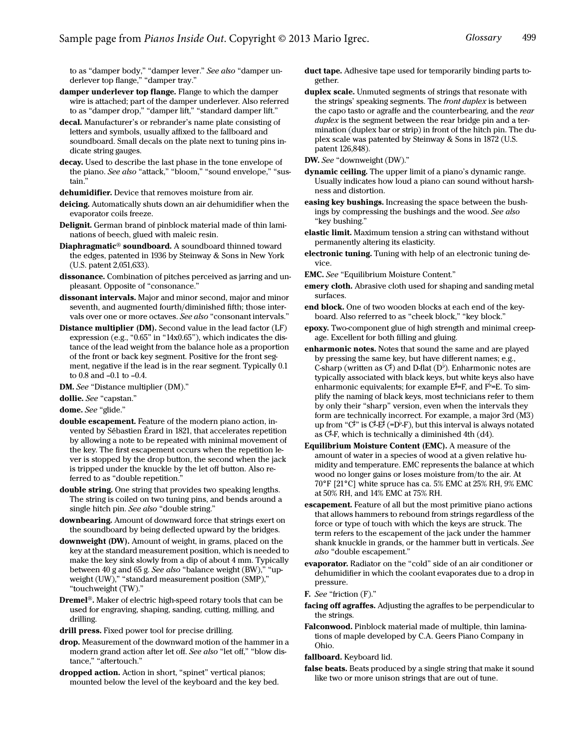to as "damper body," "damper lever." *See also* "damper underlever top flange," "damper tray."

**damper underlever top flange.** Flange to which the damper wire is attached; part of the damper underlever. Also referred to as "damper drop," "damper lift," "standard damper lift."

**decal.** Manufacturer's or rebrander's name plate consisting of letters and symbols, usually affixed to the fallboard and soundboard. Small decals on the plate next to tuning pins indicate string gauges.

**decay.** Used to describe the last phase in the tone envelope of the piano. *See also* "attack," "bloom," "sound envelope," "sustain."

**dehumidifier.** Device that removes moisture from air.

**deicing.** Automatically shuts down an air dehumidifier when the evaporator coils freeze.

**Delignit.** German brand of pinblock material made of thin laminations of beech, glued with maleic resin.

**Diaphragmatic® soundboard.** A soundboard thinned toward the edges, patented in 1936 by Steinway & Sons in New York (U.S. patent 2,051,633).

**dissonance.** Combination of pitches perceived as jarring and unpleasant. Opposite of "consonance."

**dissonant intervals.** Major and minor second, major and minor seventh, and augmented fourth/diminished fifth; those intervals over one or more octaves. *See also* "consonant intervals."

**Distance multiplier (DM).** Second value in the lead factor (LF) expression (e.g., "0.65" in "14x0.65"), which indicates the distance of the lead weight from the balance hole as a proportion of the front or back key segment. Positive for the front segment, negative if the lead is in the rear segment. Typically 0.1 to 0.8 and –0.1 to –0.4.

**DM.** *See* "Distance multiplier (DM)."

**dollie.** *See* "capstan."

**dome.** *See* "glide."

**double escapement.** Feature of the modern piano action, invented by Sébastien Érard in 1821, that accelerates repetition by allowing a note to be repeated with minimal movement of the key. The first escapement occurs when the repetition lever is stopped by the drop button, the second when the jack is tripped under the knuckle by the let off button. Also referred to as "double repetition."

**double string.** One string that provides two speaking lengths. The string is coiled on two tuning pins, and bends around a single hitch pin. *See also* "double string."

**downbearing.** Amount of downward force that strings exert on the soundboard by being deflected upward by the bridges.

**downweight (DW).** Amount of weight, in grams, placed on the key at the standard measurement position, which is needed to make the key sink slowly from a dip of about 4 mm. Typically between 40 g and 65 g. *See also* "balance weight (BW)," "upweight (UW)," "standard measurement position (SMP)," "touchweight (TW)."

**Dremel®.** Maker of electric high-speed rotary tools that can be used for engraving, shaping, sanding, cutting, milling, and drilling.

**drill press.** Fixed power tool for precise drilling.

**drop.** Measurement of the downward motion of the hammer in a modern grand action after let off. *See also* "let off," "blow distance," "aftertouch."

**dropped action.** Action in short, "spinet" vertical pianos; mounted below the level of the keyboard and the key bed.

**duct tape.** Adhesive tape used for temporarily binding parts together.

**duplex scale.** Unmuted segments of strings that resonate with the strings' speaking segments. The *front duplex* is between the capo tasto or agraffe and the counterbearing, and the *rear duplex* is the segment between the rear bridge pin and a termination (duplex bar or strip) in front of the hitch pin. The duplex scale was patented by Steinway & Sons in 1872 (U.S. patent 126,848).

**DW.** *See* "downweight (DW)."

**dynamic ceiling.** The upper limit of a piano's dynamic range. Usually indicates how loud a piano can sound without harshness and distortion.

**easing key bushings.** Increasing the space between the bushings by compressing the bushings and the wood. *See also* "key bushing."

**elastic limit.** Maximum tension a string can withstand without permanently altering its elasticity.

**electronic tuning.** Tuning with help of an electronic tuning device.

**EMC.** *See* "Equilibrium Moisture Content."

**emery cloth.** Abrasive cloth used for shaping and sanding metal surfaces.

**end block.** One of two wooden blocks at each end of the keyboard. Also referred to as "cheek block," "key block."

**epoxy.** Two-component glue of high strength and minimal creepage. Excellent for both filling and gluing.

**enharmonic notes.** Notes that sound the same and are played by pressing the same key, but have different names; e.g., C-sharp (written as C♯) and D-flat (D♭). Enharmonic notes are typically associated with black keys, but white keys also have enharmonic equivalents; for example E♯=F, and F♭=E. To simplify the naming of black keys, most technicians refer to them by only their "sharp" version, even when the intervals they form are technically incorrect. For example, a major 3rd (M3) up from "C♯" is C♯-E♯ (=D♭-F), but this interval is always notated as C♯-F, which is technically a diminished 4th (d4).

**Equilibrium Moisture Content (EMC).** A measure of the amount of water in a species of wood at a given relative humidity and temperature. EMC represents the balance at which wood no longer gains or loses moisture from/to the air. At 70°F [21°C] white spruce has ca. 5% EMC at 25% RH, 9% EMC at 50% RH, and 14% EMC at 75% RH.

**escapement.** Feature of all but the most primitive piano actions that allows hammers to rebound from strings regardless of the force or type of touch with which the keys are struck. The term refers to the escapement of the jack under the hammer shank knuckle in grands, or the hammer butt in verticals. *See also* "double escapement."

**evaporator.** Radiator on the "cold" side of an air conditioner or dehumidifier in which the coolant evaporates due to a drop in pressure.

**F.** *See* "friction (F)."

**facing off agraffes.** Adjusting the agraffes to be perpendicular to the strings.

**Falconwood.** Pinblock material made of multiple, thin laminations of maple developed by C.A. Geers Piano Company in Ohio.

**fallboard.** Keyboard lid.

**false beats.** Beats produced by a single string that make it sound like two or more unison strings that are out of tune.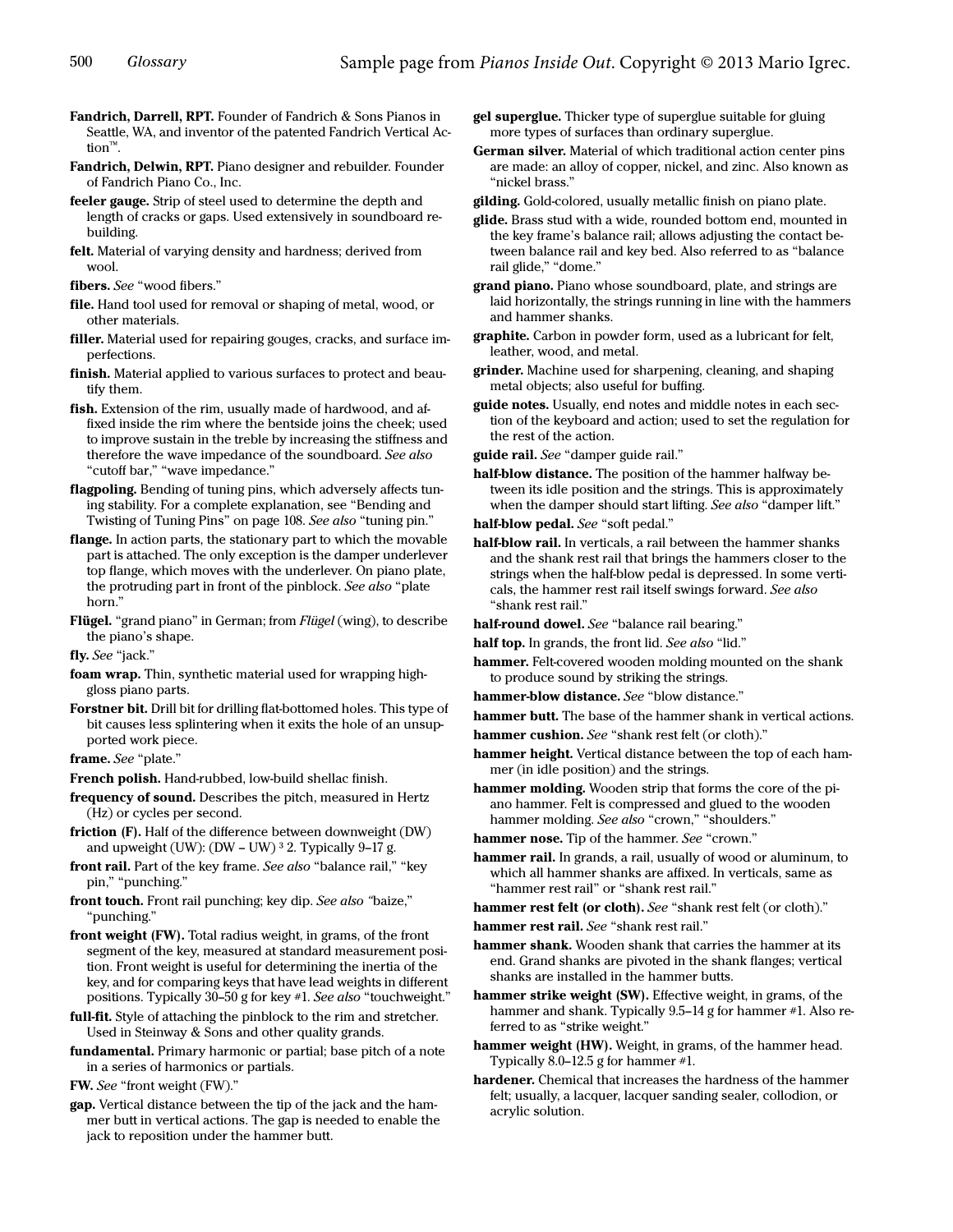**Fandrich, Darrell, RPT.** Founder of Fandrich & Sons Pianos in Seattle, WA, and inventor of the patented Fandrich Vertical Action™.

**Fandrich, Delwin, RPT.** Piano designer and rebuilder. Founder of Fandrich Piano Co., Inc.

**feeler gauge.** Strip of steel used to determine the depth and length of cracks or gaps. Used extensively in soundboard rebuilding.

**felt.** Material of varying density and hardness; derived from wool.

**fibers.** *See* "wood fibers."

**file.** Hand tool used for removal or shaping of metal, wood, or other materials.

**filler.** Material used for repairing gouges, cracks, and surface imperfections.

**finish.** Material applied to various surfaces to protect and beautify them.

**fish.** Extension of the rim, usually made of hardwood, and affixed inside the rim where the bentside joins the cheek; used to improve sustain in the treble by increasing the stiffness and therefore the wave impedance of the soundboard. *See also* "cutoff bar," "wave impedance."

**flagpoling.** Bending of tuning pins, which adversely affects tuning stability. For a complete explanation, see "Bending and Twisting of Tuning Pins" on page 108. *See also* "tuning pin."

**flange.** In action parts, the stationary part to which the movable part is attached. The only exception is the damper underlever top flange, which moves with the underlever. On piano plate, the protruding part in front of the pinblock. *See also* "plate horn."

**Flügel.** "grand piano" in German; from *Flügel* (wing), to describe the piano's shape.

**fly.** *See* "jack."

**foam wrap.** Thin, synthetic material used for wrapping high-gloss piano parts.

**Forstner bit.** Drill bit for drilling flat-bottomed holes. This type of bit causes less splintering when it exits the hole of an unsupported work piece.

**frame.** *See* "plate."

**French polish.** Hand-rubbed, low-build shellac finish.

**frequency of sound.** Describes the pitch, measured in Hertz (Hz) or cycles per second.

**friction (F).** Half of the difference between downweight (DW) and upweight (UW): (DW – UW) ³ 2. Typically 9–17 g.

**front rail.** Part of the key frame. *See also* "balance rail," "key pin," "punching."

**front touch.** Front rail punching; key dip. *See also* "baize," "punching."

**front weight (FW).** Total radius weight, in grams, of the front segment of the key, measured at standard measurement position. Front weight is useful for determining the inertia of the key, and for comparing keys that have lead weights in different positions. Typically 30–50 g for key #1. *See also* "touchweight."

**full-fit.** Style of attaching the pinblock to the rim and stretcher. Used in Steinway & Sons and other quality grands.

**fundamental.** Primary harmonic or partial; base pitch of a note in a series of harmonics or partials.

**FW.** *See* "front weight (FW)."

**gap.** Vertical distance between the tip of the jack and the hammer butt in vertical actions. The gap is needed to enable the jack to reposition under the hammer butt.

**gel superglue.** Thicker type of superglue suitable for gluing more types of surfaces than ordinary superglue.

**German silver.** Material of which traditional action center pins are made: an alloy of copper, nickel, and zinc. Also known as "nickel brass."

**gilding.** Gold-colored, usually metallic finish on piano plate.

**glide.** Brass stud with a wide, rounded bottom end, mounted in the key frame's balance rail; allows adjusting the contact between balance rail and key bed. Also referred to as "balance rail glide," "dome."

**grand piano.** Piano whose soundboard, plate, and strings are laid horizontally, the strings running in line with the hammers and hammer shanks.

**graphite.** Carbon in powder form, used as a lubricant for felt, leather, wood, and metal.

**grinder.** Machine used for sharpening, cleaning, and shaping metal objects; also useful for buffing.

**guide notes.** Usually, end notes and middle notes in each section of the keyboard and action; used to set the regulation for the rest of the action.

**guide rail.** *See* "damper guide rail."

**half-blow distance.** The position of the hammer halfway between its idle position and the strings. This is approximately when the damper should start lifting. *See also* "damper lift."

**half-blow pedal.** *See* "soft pedal."

**half-blow rail.** In verticals, a rail between the hammer shanks and the shank rest rail that brings the hammers closer to the strings when the half-blow pedal is depressed. In some verticals, the hammer rest rail itself swings forward. *See also* "shank rest rail."

**half-round dowel.** *See* "balance rail bearing."

**half top.** In grands, the front lid. *See also* "lid."

**hammer.** Felt-covered wooden molding mounted on the shank to produce sound by striking the strings.

**hammer-blow distance.** *See* "blow distance."

**hammer butt.** The base of the hammer shank in vertical actions.

**hammer cushion.** *See* "shank rest felt (or cloth)."

**hammer height.** Vertical distance between the top of each hammer (in idle position) and the strings.

**hammer molding.** Wooden strip that forms the core of the piano hammer. Felt is compressed and glued to the wooden hammer molding. *See also* "crown," "shoulders."

**hammer nose.** Tip of the hammer. *See* "crown."

**hammer rail.** In grands, a rail, usually of wood or aluminum, to which all hammer shanks are affixed. In verticals, same as "hammer rest rail" or "shank rest rail."

**hammer rest felt (or cloth).** *See* "shank rest felt (or cloth)."

**hammer rest rail.** *See* "shank rest rail."

**hammer shank.** Wooden shank that carries the hammer at its end. Grand shanks are pivoted in the shank flanges; vertical shanks are installed in the hammer butts.

**hammer strike weight (SW).** Effective weight, in grams, of the hammer and shank. Typically 9.5–14 g for hammer #1. Also referred to as "strike weight."

**hammer weight (HW).** Weight, in grams, of the hammer head. Typically 8.0–12.5 g for hammer #1.

**hardener.** Chemical that increases the hardness of the hammer felt; usually, a lacquer, lacquer sanding sealer, collodion, or acrylic solution.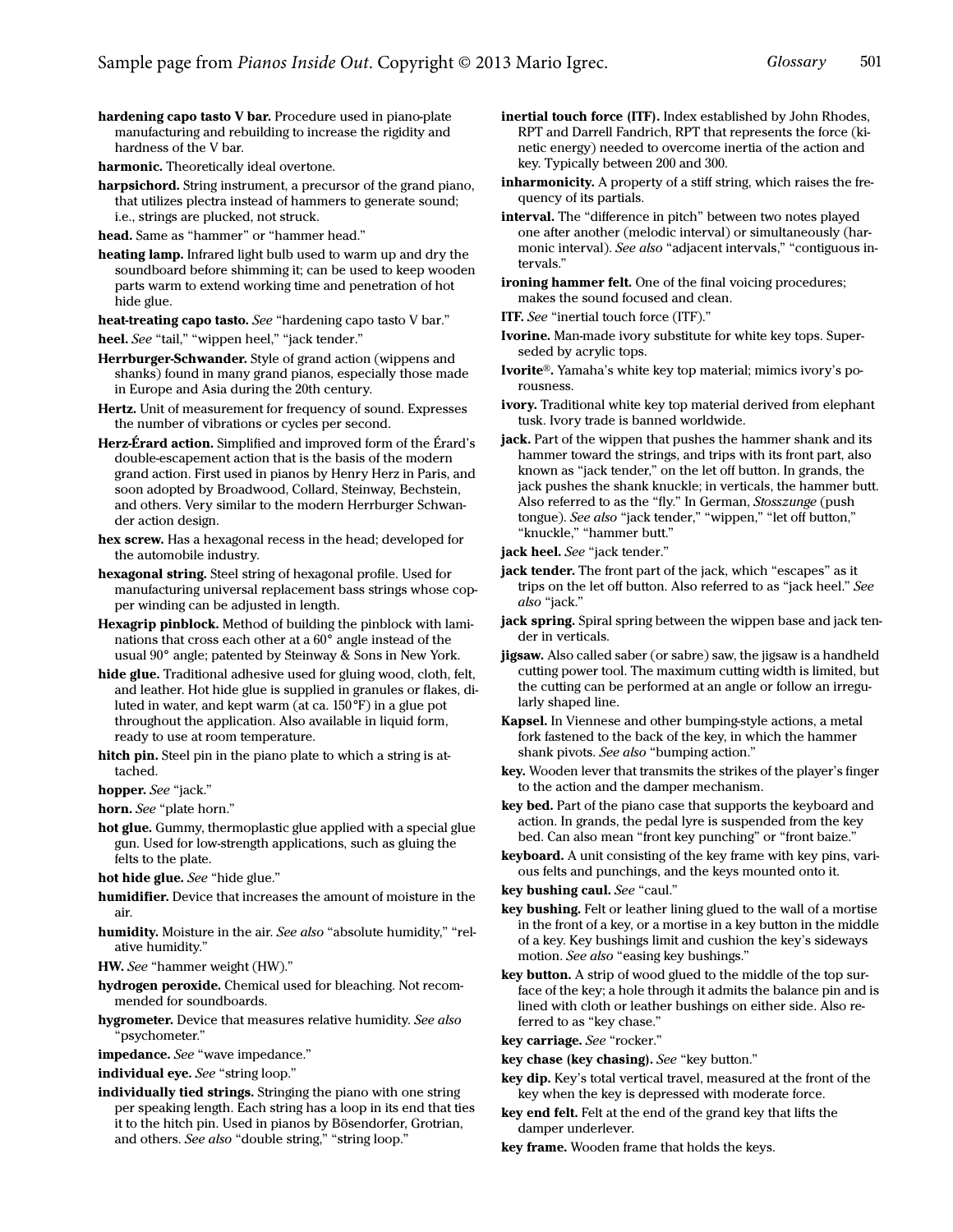**hardening capo tasto V bar.** Procedure used in piano-plate manufacturing and rebuilding to increase the rigidity and hardness of the V bar.

**harmonic.** Theoretically ideal overtone.

**harpsichord.** String instrument, a precursor of the grand piano, that utilizes plectra instead of hammers to generate sound; i.e., strings are plucked, not struck.

**head.** Same as "hammer" or "hammer head."

**heating lamp.** Infrared light bulb used to warm up and dry the soundboard before shimming it; can be used to keep wooden parts warm to extend working time and penetration of hot hide glue.

**heat-treating capo tasto.** *See* "hardening capo tasto V bar."

**heel.** *See* "tail," "wippen heel," "jack tender."

**Herrburger-Schwander.** Style of grand action (wippens and shanks) found in many grand pianos, especially those made in Europe and Asia during the 20th century.

**Hertz.** Unit of measurement for frequency of sound. Expresses the number of vibrations or cycles per second.

**Herz-Érard action.** Simplified and improved form of the Érard's double-escapement action that is the basis of the modern grand action. First used in pianos by Henry Herz in Paris, and soon adopted by Broadwood, Collard, Steinway, Bechstein, and others. Very similar to the modern Herrburger Schwander action design.

**hex screw.** Has a hexagonal recess in the head; developed for the automobile industry.

**hexagonal string.** Steel string of hexagonal profile. Used for manufacturing universal replacement bass strings whose copper winding can be adjusted in length.

**Hexagrip pinblock.** Method of building the pinblock with laminations that cross each other at a 60° angle instead of the usual 90° angle; patented by Steinway & Sons in New York.

**hide glue.** Traditional adhesive used for gluing wood, cloth, felt, and leather. Hot hide glue is supplied in granules or flakes, diluted in water, and kept warm (at ca. 150°F) in a glue pot throughout the application. Also available in liquid form, ready to use at room temperature.

**hitch pin.** Steel pin in the piano plate to which a string is attached.

**hopper.** *See* "jack."

**horn.** *See* "plate horn."

**hot glue.** Gummy, thermoplastic glue applied with a special glue gun. Used for low-strength applications, such as gluing the felts to the plate.

**hot hide glue.** *See* "hide glue."

**humidifier.** Device that increases the amount of moisture in the air.

**humidity.** Moisture in the air. *See also* "absolute humidity," "relative humidity."

**HW.** *See* "hammer weight (HW)."

**hydrogen peroxide.** Chemical used for bleaching. Not recommended for soundboards.

**hygrometer.** Device that measures relative humidity. *See also* "psychometer."

**impedance.** *See* "wave impedance."

**individual eye.** *See* "string loop."

**individually tied strings.** Stringing the piano with one string per speaking length. Each string has a loop in its end that ties it to the hitch pin. Used in pianos by Bösendorfer, Grotrian, and others. *See also* "double string," "string loop."

**inertial touch force (ITF).** Index established by John Rhodes, RPT and Darrell Fandrich, RPT that represents the force (kinetic energy) needed to overcome inertia of the action and key. Typically between 200 and 300.

**inharmonicity.** A property of a stiff string, which raises the frequency of its partials.

**interval.** The "difference in pitch" between two notes played one after another (melodic interval) or simultaneously (harmonic interval). *See also* "adjacent intervals," "contiguous intervals."

**ironing hammer felt.** One of the final voicing procedures; makes the sound focused and clean.

**ITF.** *See* "inertial touch force (ITF)."

**Ivorine.** Man-made ivory substitute for white key tops. Superseded by acrylic tops.

**Ivorite®.** Yamaha's white key top material; mimics ivory's porousness.

**ivory.** Traditional white key top material derived from elephant tusk. Ivory trade is banned worldwide.

**jack.** Part of the wippen that pushes the hammer shank and its hammer toward the strings, and trips with its front part, also known as "jack tender," on the let off button. In grands, the jack pushes the shank knuckle; in verticals, the hammer butt. Also referred to as the "fly." In German, *Stosszunge* (push tongue). *See also* "jack tender," "wippen," "let off button," "knuckle," "hammer butt."

**jack heel.** *See* "jack tender."

**jack tender.** The front part of the jack, which "escapes" as it trips on the let off button. Also referred to as "jack heel." *See also* "jack."

**jack spring.** Spiral spring between the wippen base and jack tender in verticals.

**jigsaw.** Also called saber (or sabre) saw, the jigsaw is a handheld cutting power tool. The maximum cutting width is limited, but the cutting can be performed at an angle or follow an irregularly shaped line.

**Kapsel.** In Viennese and other bumping-style actions, a metal fork fastened to the back of the key, in which the hammer shank pivots. *See also* "bumping action."

**key.** Wooden lever that transmits the strikes of the player's finger to the action and the damper mechanism.

**key bed.** Part of the piano case that supports the keyboard and action. In grands, the pedal lyre is suspended from the key bed. Can also mean "front key punching" or "front baize."

**keyboard.** A unit consisting of the key frame with key pins, various felts and punchings, and the keys mounted onto it.

**key bushing caul.** *See* "caul."

**key bushing.** Felt or leather lining glued to the wall of a mortise in the front of a key, or a mortise in a key button in the middle of a key. Key bushings limit and cushion the key's sideways motion. *See also* "easing key bushings."

**key button.** A strip of wood glued to the middle of the top surface of the key; a hole through it admits the balance pin and is lined with cloth or leather bushings on either side. Also referred to as "key chase."

**key carriage.** *See* "rocker."

**key chase (key chasing).** *See* "key button."

**key dip.** Key's total vertical travel, measured at the front of the key when the key is depressed with moderate force.

**key end felt.** Felt at the end of the grand key that lifts the damper underlever.

**key frame.** Wooden frame that holds the keys.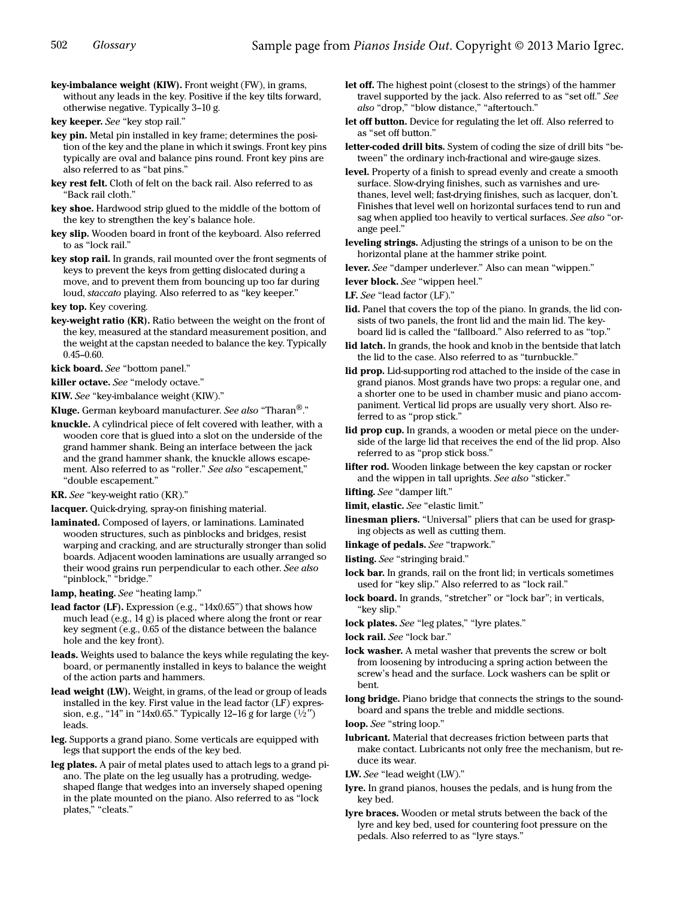**key-imbalance weight (KIW).** Front weight (FW), in grams, without any leads in the key. Positive if the key tilts forward, otherwise negative. Typically 3–10 g.

**key keeper.** *See* "key stop rail."

**key pin.** Metal pin installed in key frame; determines the position of the key and the plane in which it swings. Front key pins typically are oval and balance pins round. Front key pins are also referred to as "bat pins."

**key rest felt.** Cloth of felt on the back rail. Also referred to as "Back rail cloth."

**key shoe.** Hardwood strip glued to the middle of the bottom of the key to strengthen the key's balance hole.

**key slip.** Wooden board in front of the keyboard. Also referred to as "lock rail."

**key stop rail.** In grands, rail mounted over the front segments of keys to prevent the keys from getting dislocated during a move, and to prevent them from bouncing up too far during loud, *staccato* playing. Also referred to as "key keeper."

**key top.** Key covering.

**key-weight ratio (KR).** Ratio between the weight on the front of the key, measured at the standard measurement position, and the weight at the capstan needed to balance the key. Typically 0.45–0.60.

**kick board.** *See* "bottom panel."

**killer octave.** *See* "melody octave."

**KIW.** *See* "key-imbalance weight (KIW)."

**Kluge.** German keyboard manufacturer. *See also* "Tharan®."

**knuckle.** A cylindrical piece of felt covered with leather, with a wooden core that is glued into a slot on the underside of the grand hammer shank. Being an interface between the jack and the grand hammer shank, the knuckle allows escapement. Also referred to as "roller." *See also* "escapement," "double escapement."

**KR.** *See* "key-weight ratio (KR)."

**lacquer.** Quick-drying, spray-on finishing material.

**laminated.** Composed of layers, or laminations. Laminated wooden structures, such as pinblocks and bridges, resist warping and cracking, and are structurally stronger than solid boards. Adjacent wooden laminations are usually arranged so their wood grains run perpendicular to each other. *See also* "pinblock," "bridge."

**lamp, heating.** *See* "heating lamp."

**lead factor (LF).** Expression (e.g., "14x0.65") that shows how much lead (e.g., 14 g) is placed where along the front or rear key segment (e.g., 0.65 of the distance between the balance hole and the key front).

**leads.** Weights used to balance the keys while regulating the keyboard, or permanently installed in keys to balance the weight of the action parts and hammers.

**lead weight (LW).** Weight, in grams, of the lead or group of leads installed in the key. First value in the lead factor (LF) expression, e.g., "14" in "14x0.65." Typically 12–16 g for large (½″) leads.

**leg.** Supports a grand piano. Some verticals are equipped with legs that support the ends of the key bed.

**leg plates.** A pair of metal plates used to attach legs to a grand piano. The plate on the leg usually has a protruding, wedge-shaped flange that wedges into an inversely shaped opening in the plate mounted on the piano. Also referred to as "lock plates," "cleats."

**let off.** The highest point (closest to the strings) of the hammer travel supported by the jack. Also referred to as "set off." *See also* "drop," "blow distance," "aftertouch."

**let off button.** Device for regulating the let off. Also referred to as "set off button."

**letter-coded drill bits.** System of coding the size of drill bits "between" the ordinary inch-fractional and wire-gauge sizes.

**level.** Property of a finish to spread evenly and create a smooth surface. Slow-drying finishes, such as varnishes and urethanes, level well; fast-drying finishes, such as lacquer, don't. Finishes that level well on horizontal surfaces tend to run and sag when applied too heavily to vertical surfaces. *See also* "orange peel."

**leveling strings.** Adjusting the strings of a unison to be on the horizontal plane at the hammer strike point.

**lever.** *See* "damper underlever." Also can mean "wippen."

**lever block.** *See* "wippen heel."

**LF.** *See* "lead factor (LF)."

**lid.** Panel that covers the top of the piano. In grands, the lid consists of two panels, the front lid and the main lid. The keyboard lid is called the "fallboard." Also referred to as "top."

**lid latch.** In grands, the hook and knob in the bentside that latch the lid to the case. Also referred to as "turnbuckle."

**lid prop.** Lid-supporting rod attached to the inside of the case in grand pianos. Most grands have two props: a regular one, and a shorter one to be used in chamber music and piano accompaniment. Vertical lid props are usually very short. Also referred to as "prop stick."

**lid prop cup.** In grands, a wooden or metal piece on the underside of the large lid that receives the end of the lid prop. Also referred to as "prop stick boss."

**lifter rod.** Wooden linkage between the key capstan or rocker and the wippen in tall uprights. *See also* "sticker."

**lifting.** *See* "damper lift."

**limit, elastic.** *See* "elastic limit."

**linesman pliers.** "Universal" pliers that can be used for grasping objects as well as cutting them.

**linkage of pedals.** *See* "trapwork."

**listing.** *See* "stringing braid."

**lock bar.** In grands, rail on the front lid; in verticals sometimes used for "key slip." Also referred to as "lock rail."

**lock board.** In grands, "stretcher" or "lock bar"; in verticals, "key slip."

**lock plates.** *See* "leg plates," "lyre plates."

**lock rail.** *See* "lock bar."

**lock washer.** A metal washer that prevents the screw or bolt from loosening by introducing a spring action between the screw's head and the surface. Lock washers can be split or bent.

**long bridge.** Piano bridge that connects the strings to the soundboard and spans the treble and middle sections.

**loop.** *See* "string loop."

**lubricant.** Material that decreases friction between parts that make contact. Lubricants not only free the mechanism, but reduce its wear.

**LW.** *See* "lead weight (LW)."

**lyre.** In grand pianos, houses the pedals, and is hung from the key bed.

**lyre braces.** Wooden or metal struts between the back of the lyre and key bed, used for countering foot pressure on the pedals. Also referred to as "lyre stays."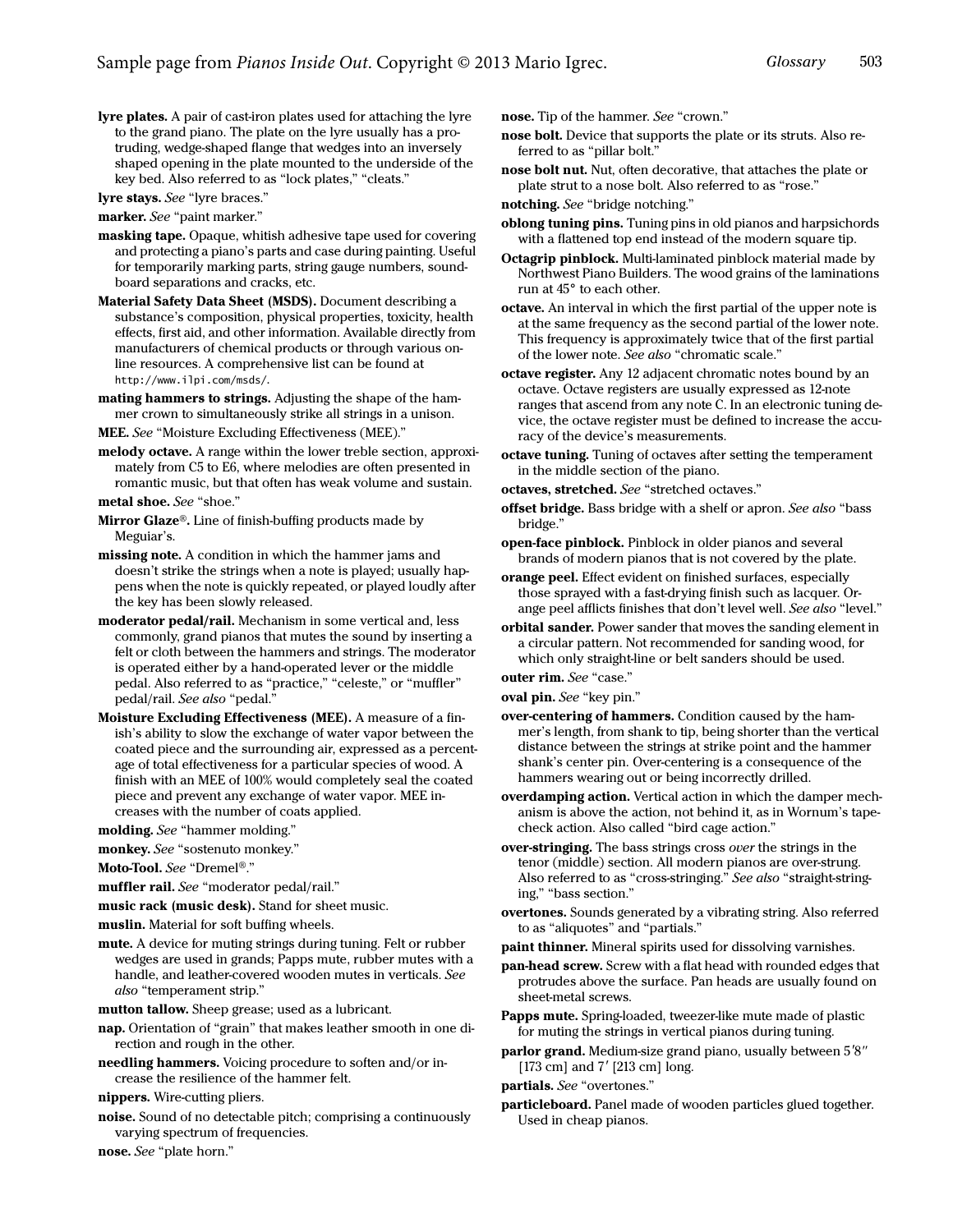**lyre plates.** A pair of cast-iron plates used for attaching the lyre to the grand piano. The plate on the lyre usually has a protruding, wedge-shaped flange that wedges into an inversely shaped opening in the plate mounted to the underside of the key bed. Also referred to as "lock plates," "cleats."

**lyre stays.** *See* "lyre braces."

**marker.** *See* "paint marker."

**masking tape.** Opaque, whitish adhesive tape used for covering and protecting a piano's parts and case during painting. Useful for temporarily marking parts, string gauge numbers, soundboard separations and cracks, etc.

**Material Safety Data Sheet (MSDS).** Document describing a substance's composition, physical properties, toxicity, health effects, first aid, and other information. Available directly from manufacturers of chemical products or through various online resources. A comprehensive list can be found at `http://www.ilpi.com/msds/`.

**mating hammers to strings.** Adjusting the shape of the hammer crown to simultaneously strike all strings in a unison.

**MEE.** *See* "Moisture Excluding Effectiveness (MEE)."

**melody octave.** A range within the lower treble section, approximately from C5 to E6, where melodies are often presented in romantic music, but that often has weak volume and sustain.

**metal shoe.** *See* "shoe."

**Mirror Glaze®.** Line of finish-buffing products made by Meguiar's.

**missing note.** A condition in which the hammer jams and doesn't strike the strings when a note is played; usually happens when the note is quickly repeated, or played loudly after the key has been slowly released.

**moderator pedal/rail.** Mechanism in some vertical and, less commonly, grand pianos that mutes the sound by inserting a felt or cloth between the hammers and strings. The moderator is operated either by a hand-operated lever or the middle pedal. Also referred to as "practice," "celeste," or "muffler" pedal/rail. *See also* "pedal."

**Moisture Excluding Effectiveness (MEE).** A measure of a finish's ability to slow the exchange of water vapor between the coated piece and the surrounding air, expressed as a percentage of total effectiveness for a particular species of wood. A finish with an MEE of 100% would completely seal the coated piece and prevent any exchange of water vapor. MEE increases with the number of coats applied.

**molding.** *See* "hammer molding."

**monkey.** *See* "sostenuto monkey."

**Moto-Tool.** *See* "Dremel®."

**muffler rail.** *See* "moderator pedal/rail."

**music rack (music desk).** Stand for sheet music.

**muslin.** Material for soft buffing wheels.

**mute.** A device for muting strings during tuning. Felt or rubber wedges are used in grands; Papps mute, rubber mutes with a handle, and leather-covered wooden mutes in verticals. *See also* "temperament strip."

**mutton tallow.** Sheep grease; used as a lubricant.

**nap.** Orientation of "grain" that makes leather smooth in one direction and rough in the other.

**needling hammers.** Voicing procedure to soften and/or increase the resilience of the hammer felt.

**nippers.** Wire-cutting pliers.

**noise.** Sound of no detectable pitch; comprising a continuously varying spectrum of frequencies.

**nose.** *See* "plate horn."

**nose.** Tip of the hammer. *See* "crown."

**nose bolt.** Device that supports the plate or its struts. Also referred to as "pillar bolt."

**nose bolt nut.** Nut, often decorative, that attaches the plate or plate strut to a nose bolt. Also referred to as "rose."

**notching.** *See* "bridge notching."

**oblong tuning pins.** Tuning pins in old pianos and harpsichords with a flattened top end instead of the modern square tip.

**Octagrip pinblock.** Multi-laminated pinblock material made by Northwest Piano Builders. The wood grains of the laminations run at 45° to each other.

**octave.** An interval in which the first partial of the upper note is at the same frequency as the second partial of the lower note. This frequency is approximately twice that of the first partial of the lower note. *See also* "chromatic scale."

**octave register.** Any 12 adjacent chromatic notes bound by an octave. Octave registers are usually expressed as 12-note ranges that ascend from any note C. In an electronic tuning device, the octave register must be defined to increase the accuracy of the device's measurements.

**octave tuning.** Tuning of octaves after setting the temperament in the middle section of the piano.

**octaves, stretched.** *See* "stretched octaves."

**offset bridge.** Bass bridge with a shelf or apron. *See also* "bass bridge."

**open-face pinblock.** Pinblock in older pianos and several brands of modern pianos that is not covered by the plate.

**orange peel.** Effect evident on finished surfaces, especially those sprayed with a fast-drying finish such as lacquer. Orange peel afflicts finishes that don't level well. *See also* "level."

**orbital sander.** Power sander that moves the sanding element in a circular pattern. Not recommended for sanding wood, for which only straight-line or belt sanders should be used.

**outer rim.** *See* "case."

**oval pin.** *See* "key pin."

**over-centering of hammers.** Condition caused by the hammer's length, from shank to tip, being shorter than the vertical distance between the strings at strike point and the hammer shank's center pin. Over-centering is a consequence of the hammers wearing out or being incorrectly drilled.

**overdamping action.** Vertical action in which the damper mechanism is above the action, not behind it, as in Wornum's tape-check action. Also called "bird cage action."

**over-stringing.** The bass strings cross *over* the strings in the tenor (middle) section. All modern pianos are over-strung. Also referred to as "cross-stringing." *See also* "straight-stringing," "bass section."

**overtones.** Sounds generated by a vibrating string. Also referred to as "aliquotes" and "partials."

**paint thinner.** Mineral spirits used for dissolving varnishes.

**pan-head screw.** Screw with a flat head with rounded edges that protrudes above the surface. Pan heads are usually found on sheet-metal screws.

**Papps mute.** Spring-loaded, tweezer-like mute made of plastic for muting the strings in vertical pianos during tuning.

**parlor grand.** Medium-size grand piano, usually between 5′8″ [173 cm] and 7′ [213 cm] long.

**partials.** *See* "overtones."

**particleboard.** Panel made of wooden particles glued together. Used in cheap pianos.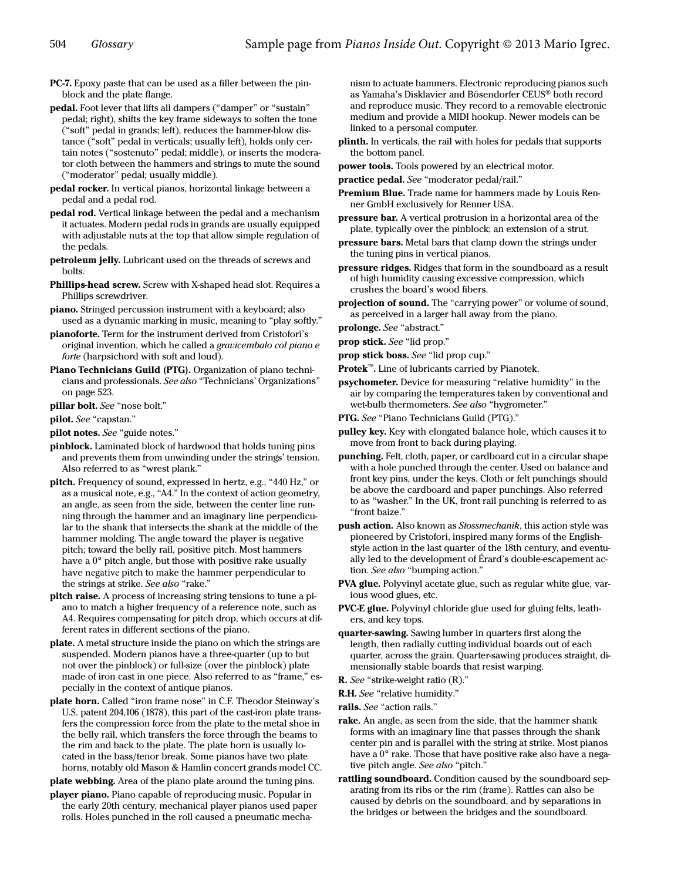**PC-7.** Epoxy paste that can be used as a filler between the pinblock and the plate flange.

**pedal.** Foot lever that lifts all dampers ("damper" or "sustain" pedal; right), shifts the key frame sideways to soften the tone ("soft" pedal in grands; left), reduces the hammer-blow distance ("soft" pedal in verticals; usually left), holds only certain notes ("sostenuto" pedal; middle), or inserts the moderator cloth between the hammers and strings to mute the sound ("moderator" pedal; usually middle).

**pedal rocker.** In vertical pianos, horizontal linkage between a pedal and a pedal rod.

**pedal rod.** Vertical linkage between the pedal and a mechanism it actuates. Modern pedal rods in grands are usually equipped with adjustable nuts at the top that allow simple regulation of the pedals.

**petroleum jelly.** Lubricant used on the threads of screws and bolts.

**Phillips-head screw.** Screw with X-shaped head slot. Requires a Phillips screwdriver.

**piano.** Stringed percussion instrument with a keyboard; also used as a dynamic marking in music, meaning to "play softly."

**pianoforte.** Term for the instrument derived from Cristofori's original invention, which he called a *gravicembalo col piano e forte* (harpsichord with soft and loud).

**Piano Technicians Guild (PTG).** Organization of piano technicians and professionals. *See also* "Technicians' Organizations" on page 523.

**pillar bolt.** *See* "nose bolt."

**pilot.** *See* "capstan."

**pilot notes.** *See* "guide notes."

**pinblock.** Laminated block of hardwood that holds tuning pins and prevents them from unwinding under the strings' tension. Also referred to as "wrest plank."

**pitch.** Frequency of sound, expressed in hertz, e.g., "440 Hz," or as a musical note, e.g., "A4." In the context of action geometry, an angle, as seen from the side, between the center line running through the hammer and an imaginary line perpendicular to the shank that intersects the shank at the middle of the hammer molding. The angle toward the player is negative pitch; toward the belly rail, positive pitch. Most hammers have a 0° pitch angle, but those with positive rake usually have negative pitch to make the hammer perpendicular to the strings at strike. *See also* "rake."

**pitch raise.** A process of increasing string tensions to tune a piano to match a higher frequency of a reference note, such as A4. Requires compensating for pitch drop, which occurs at different rates in different sections of the piano.

**plate.** A metal structure inside the piano on which the strings are suspended. Modern pianos have a three-quarter (up to but not over the pinblock) or full-size (over the pinblock) plate made of iron cast in one piece. Also referred to as "frame," especially in the context of antique pianos.

**plate horn.** Called "iron frame nose" in C.F. Theodor Steinway's U.S. patent 204,106 (1878), this part of the cast-iron plate transfers the compression force from the plate to the metal shoe in the belly rail, which transfers the force through the beams to the rim and back to the plate. The plate horn is usually located in the bass/tenor break. Some pianos have two plate horns, notably old Mason & Hamlin concert grands model CC.

**plate webbing.** Area of the piano plate around the tuning pins.

**player piano.** Piano capable of reproducing music. Popular in the early 20th century, mechanical player pianos used paper rolls. Holes punched in the roll caused a pneumatic mechanism to actuate hammers. Electronic reproducing pianos such as Yamaha's Disklavier and Bösendorfer CEUS® both record and reproduce music. They record to a removable electronic medium and provide a MIDI hookup. Newer models can be linked to a personal computer.

**plinth.** In verticals, the rail with holes for pedals that supports the bottom panel.

**power tools.** Tools powered by an electrical motor.

**practice pedal.** *See* "moderator pedal/rail."

**Premium Blue.** Trade name for hammers made by Louis Renner GmbH exclusively for Renner USA.

**pressure bar.** A vertical protrusion in a horizontal area of the plate, typically over the pinblock; an extension of a strut.

**pressure bars.** Metal bars that clamp down the strings under the tuning pins in vertical pianos.

**pressure ridges.** Ridges that form in the soundboard as a result of high humidity causing excessive compression, which crushes the board's wood fibers.

**projection of sound.** The "carrying power" or volume of sound, as perceived in a larger hall away from the piano.

**prolonge.** *See* "abstract."

**prop stick.** *See* "lid prop."

**prop stick boss.** *See* "lid prop cup."

**Protek™.** Line of lubricants carried by Pianotek.

**psychometer.** Device for measuring "relative humidity" in the air by comparing the temperatures taken by conventional and wet-bulb thermometers. *See also* "hygrometer."

**PTG.** *See* "Piano Technicians Guild (PTG)."

**pulley key.** Key with elongated balance hole, which causes it to move from front to back during playing.

**punching.** Felt, cloth, paper, or cardboard cut in a circular shape with a hole punched through the center. Used on balance and front key pins, under the keys. Cloth or felt punchings should be above the cardboard and paper punchings. Also referred to as "washer." In the UK, front rail punching is referred to as "front baize."

**push action.** Also known as *Stossmechanik*, this action style was pioneered by Cristofori, inspired many forms of the English-style action in the last quarter of the 18th century, and eventually led to the development of Érard's double-escapement action. *See also* "bumping action."

**PVA glue.** Polyvinyl acetate glue, such as regular white glue, various wood glues, etc.

**PVC-E glue.** Polyvinyl chloride glue used for gluing felts, leathers, and key tops.

**quarter-sawing.** Sawing lumber in quarters first along the length, then radially cutting individual boards out of each quarter, across the grain. Quarter-sawing produces straight, dimensionally stable boards that resist warping.

**R.** *See* "strike-weight ratio (R)."

**R.H.** *See* "relative humidity."

**rails.** *See* "action rails."

**rake.** An angle, as seen from the side, that the hammer shank forms with an imaginary line that passes through the shank center pin and is parallel with the string at strike. Most pianos have a 0° rake. Those that have positive rake also have a negative pitch angle. *See also* "pitch."

**rattling soundboard.** Condition caused by the soundboard separating from its ribs or the rim (frame). Rattles can also be caused by debris on the soundboard, and by separations in the bridges or between the bridges and the soundboard.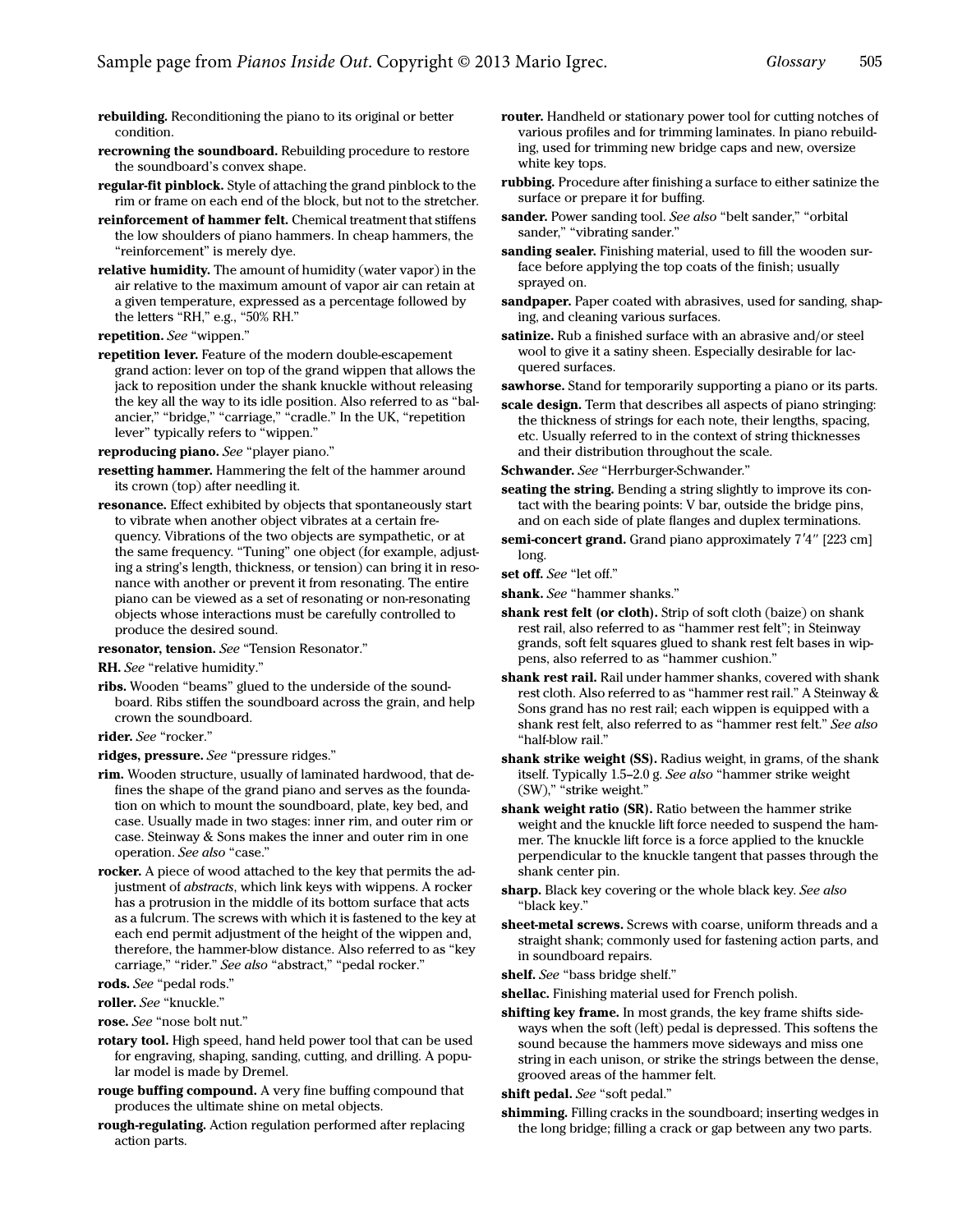**rebuilding.** Reconditioning the piano to its original or better condition.

**recrowning the soundboard.** Rebuilding procedure to restore the soundboard's convex shape.

**regular-fit pinblock.** Style of attaching the grand pinblock to the rim or frame on each end of the block, but not to the stretcher.

**reinforcement of hammer felt.** Chemical treatment that stiffens the low shoulders of piano hammers. In cheap hammers, the "reinforcement" is merely dye.

**relative humidity.** The amount of humidity (water vapor) in the air relative to the maximum amount of vapor air can retain at a given temperature, expressed as a percentage followed by the letters "RH," e.g., "50% RH."

**repetition.** *See* "wippen."

**repetition lever.** Feature of the modern double-escapement grand action: lever on top of the grand wippen that allows the jack to reposition under the shank knuckle without releasing the key all the way to its idle position. Also referred to as "balancier," "bridge," "carriage," "cradle." In the UK, "repetition lever" typically refers to "wippen."

**reproducing piano.** *See* "player piano."

**resetting hammer.** Hammering the felt of the hammer around its crown (top) after needling it.

**resonance.** Effect exhibited by objects that spontaneously start to vibrate when another object vibrates at a certain frequency. Vibrations of the two objects are sympathetic, or at the same frequency. "Tuning" one object (for example, adjusting a string's length, thickness, or tension) can bring it in resonance with another or prevent it from resonating. The entire piano can be viewed as a set of resonating or non-resonating objects whose interactions must be carefully controlled to produce the desired sound.

**resonator, tension.** *See* "Tension Resonator."

**RH.** *See* "relative humidity."

**ribs.** Wooden "beams" glued to the underside of the soundboard. Ribs stiffen the soundboard across the grain, and help crown the soundboard.

**rider.** *See* "rocker."

**ridges, pressure.** *See* "pressure ridges."

**rim.** Wooden structure, usually of laminated hardwood, that defines the shape of the grand piano and serves as the foundation on which to mount the soundboard, plate, key bed, and case. Usually made in two stages: inner rim, and outer rim or case. Steinway & Sons makes the inner and outer rim in one operation. *See also* "case."

**rocker.** A piece of wood attached to the key that permits the adjustment of *abstracts*, which link keys with wippens. A rocker has a protrusion in the middle of its bottom surface that acts as a fulcrum. The screws with which it is fastened to the key at each end permit adjustment of the height of the wippen and, therefore, the hammer-blow distance. Also referred to as "key carriage," "rider." *See also* "abstract," "pedal rocker."

**rods.** *See* "pedal rods."

**roller.** *See* "knuckle."

**rose.** *See* "nose bolt nut."

**rotary tool.** High speed, hand held power tool that can be used for engraving, shaping, sanding, cutting, and drilling. A popular model is made by Dremel.

**rouge buffing compound.** A very fine buffing compound that produces the ultimate shine on metal objects.

**rough-regulating.** Action regulation performed after replacing action parts.

**router.** Handheld or stationary power tool for cutting notches of various profiles and for trimming laminates. In piano rebuilding, used for trimming new bridge caps and new, oversize white key tops.

**rubbing.** Procedure after finishing a surface to either satinize the surface or prepare it for buffing.

**sander.** Power sanding tool. *See also* "belt sander," "orbital sander," "vibrating sander."

**sanding sealer.** Finishing material, used to fill the wooden surface before applying the top coats of the finish; usually sprayed on.

**sandpaper.** Paper coated with abrasives, used for sanding, shaping, and cleaning various surfaces.

**satinize.** Rub a finished surface with an abrasive and/or steel wool to give it a satiny sheen. Especially desirable for lacquered surfaces.

**sawhorse.** Stand for temporarily supporting a piano or its parts.

**scale design.** Term that describes all aspects of piano stringing: the thickness of strings for each note, their lengths, spacing, etc. Usually referred to in the context of string thicknesses and their distribution throughout the scale.

**Schwander.** *See* "Herrburger-Schwander."

**seating the string.** Bending a string slightly to improve its contact with the bearing points: V bar, outside the bridge pins, and on each side of plate flanges and duplex terminations.

**semi-concert grand.** Grand piano approximately 7′4″ [223 cm] long.

**set off.** *See* "let off."

**shank.** *See* "hammer shanks."

**shank rest felt (or cloth).** Strip of soft cloth (baize) on shank rest rail, also referred to as "hammer rest felt"; in Steinway grands, soft felt squares glued to shank rest felt bases in wippens, also referred to as "hammer cushion."

**shank rest rail.** Rail under hammer shanks, covered with shank rest cloth. Also referred to as "hammer rest rail." A Steinway & Sons grand has no rest rail; each wippen is equipped with a shank rest felt, also referred to as "hammer rest felt." *See also* "half-blow rail."

**shank strike weight (SS).** Radius weight, in grams, of the shank itself. Typically 1.5–2.0 g. *See also* "hammer strike weight (SW)," "strike weight."

**shank weight ratio (SR).** Ratio between the hammer strike weight and the knuckle lift force needed to suspend the hammer. The knuckle lift force is a force applied to the knuckle perpendicular to the knuckle tangent that passes through the shank center pin.

**sharp.** Black key covering or the whole black key. *See also* "black key."

**sheet-metal screws.** Screws with coarse, uniform threads and a straight shank; commonly used for fastening action parts, and in soundboard repairs.

**shelf.** *See* "bass bridge shelf."

**shellac.** Finishing material used for French polish.

**shifting key frame.** In most grands, the key frame shifts sideways when the soft (left) pedal is depressed. This softens the sound because the hammers move sideways and miss one string in each unison, or strike the strings between the dense, grooved areas of the hammer felt.

**shift pedal.** *See* "soft pedal."

**shimming.** Filling cracks in the soundboard; inserting wedges in the long bridge; filling a crack or gap between any two parts.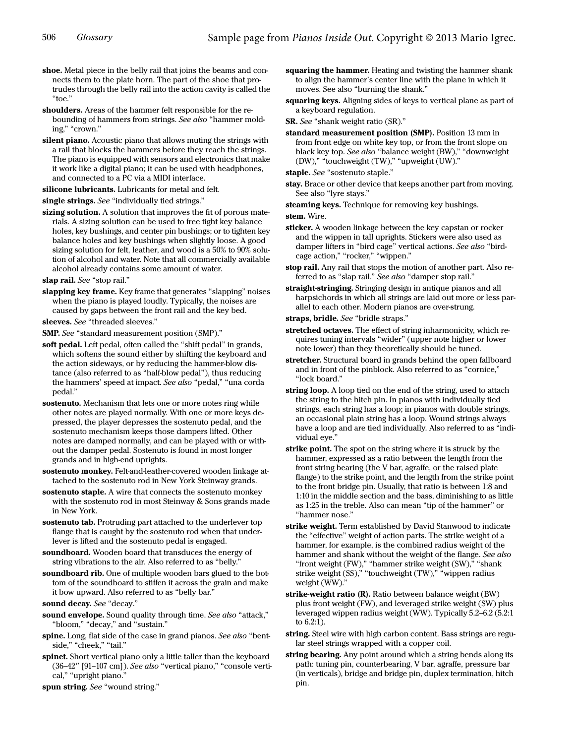**shoe.** Metal piece in the belly rail that joins the beams and connects them to the plate horn. The part of the shoe that protrudes through the belly rail into the action cavity is called the "toe."

**shoulders.** Areas of the hammer felt responsible for the rebounding of hammers from strings. *See also* "hammer molding," "crown."

**silent piano.** Acoustic piano that allows muting the strings with a rail that blocks the hammers before they reach the strings. The piano is equipped with sensors and electronics that make it work like a digital piano; it can be used with headphones, and connected to a PC via a MIDI interface.

**silicone lubricants.** Lubricants for metal and felt.

**single strings.** *See* "individually tied strings."

**sizing solution.** A solution that improves the fit of porous materials. A sizing solution can be used to free tight key balance holes, key bushings, and center pin bushings; or to tighten key balance holes and key bushings when slightly loose. A good sizing solution for felt, leather, and wood is a 50% to 90% solution of alcohol and water. Note that all commercially available alcohol already contains some amount of water.

**slap rail.** *See* "stop rail."

**slapping key frame.** Key frame that generates "slapping" noises when the piano is played loudly. Typically, the noises are caused by gaps between the front rail and the key bed.

**sleeves.** *See* "threaded sleeves."

**SMP.** *See* "standard measurement position (SMP)."

**soft pedal.** Left pedal, often called the "shift pedal" in grands, which softens the sound either by shifting the keyboard and the action sideways, or by reducing the hammer-blow distance (also referred to as "half-blow pedal"), thus reducing the hammers' speed at impact. *See also* "pedal," "una corda pedal."

**sostenuto.** Mechanism that lets one or more notes ring while other notes are played normally. With one or more keys depressed, the player depresses the sostenuto pedal, and the sostenuto mechanism keeps those dampers lifted. Other notes are damped normally, and can be played with or without the damper pedal. Sostenuto is found in most longer grands and in high-end uprights.

**sostenuto monkey.** Felt-and-leather-covered wooden linkage attached to the sostenuto rod in New York Steinway grands.

**sostenuto staple.** A wire that connects the sostenuto monkey with the sostenuto rod in most Steinway & Sons grands made in New York.

**sostenuto tab.** Protruding part attached to the underlever top flange that is caught by the sostenuto rod when that underlever is lifted and the sostenuto pedal is engaged.

**soundboard.** Wooden board that transduces the energy of string vibrations to the air. Also referred to as "belly."

**soundboard rib.** One of multiple wooden bars glued to the bottom of the soundboard to stiffen it across the grain and make it bow upward. Also referred to as "belly bar."

**sound decay.** *See* "decay."

**sound envelope.** Sound quality through time. *See also* "attack," "bloom," "decay," and "sustain."

**spine.** Long, flat side of the case in grand pianos. *See also* "bentside," "cheek," "tail."

**spinet.** Short vertical piano only a little taller than the keyboard (36–42″ [91–107 cm]). *See also* "vertical piano," "console vertical," "upright piano."

**spun string.** *See* "wound string."

**squaring the hammer.** Heating and twisting the hammer shank to align the hammer's center line with the plane in which it moves. See also "burning the shank."

**squaring keys.** Aligning sides of keys to vertical plane as part of a keyboard regulation.

**SR.** *See* "shank weight ratio (SR)."

**standard measurement position (SMP).** Position 13 mm in from front edge on white key top, or from the front slope on black key top. *See also* "balance weight (BW)," "downweight (DW)," "touchweight (TW)," "upweight (UW)."

**staple.** *See* "sostenuto staple."

**stay.** Brace or other device that keeps another part from moving. See also "lyre stays."

**steaming keys.** Technique for removing key bushings.

**stem.** Wire.

**sticker.** A wooden linkage between the key capstan or rocker and the wippen in tall uprights. Stickers were also used as damper lifters in "bird cage" vertical actions. *See also* "birdcage action," "rocker," "wippen."

**stop rail.** Any rail that stops the motion of another part. Also referred to as "slap rail." *See also* "damper stop rail."

**straight-stringing.** Stringing design in antique pianos and all harpsichords in which all strings are laid out more or less parallel to each other. Modern pianos are over-strung.

**straps, bridle.** *See* "bridle straps."

**stretched octaves.** The effect of string inharmonicity, which requires tuning intervals "wider" (upper note higher or lower note lower) than they theoretically should be tuned.

**stretcher.** Structural board in grands behind the open fallboard and in front of the pinblock. Also referred to as "cornice," "lock board."

**string loop.** A loop tied on the end of the string, used to attach the string to the hitch pin. In pianos with individually tied strings, each string has a loop; in pianos with double strings, an occasional plain string has a loop. Wound strings always have a loop and are tied individually. Also referred to as "individual eye."

**strike point.** The spot on the string where it is struck by the hammer, expressed as a ratio between the length from the front string bearing (the V bar, agraffe, or the raised plate flange) to the strike point, and the length from the strike point to the front bridge pin. Usually, that ratio is between 1:8 and 1:10 in the middle section and the bass, diminishing to as little as 1:25 in the treble. Also can mean "tip of the hammer" or "hammer nose."

**strike weight.** Term established by David Stanwood to indicate the "effective" weight of action parts. The strike weight of a hammer, for example, is the combined radius weight of the hammer and shank without the weight of the flange. *See also* "front weight (FW)," "hammer strike weight (SW)," "shank strike weight (SS)," "touchweight (TW)," "wippen radius weight (WW)."

**strike-weight ratio (R).** Ratio between balance weight (BW) plus front weight (FW), and leveraged strike weight (SW) plus leveraged wippen radius weight (WW). Typically 5.2–6.2 (5.2:1 to 6.2:1).

**string.** Steel wire with high carbon content. Bass strings are regular steel strings wrapped with a copper coil.

**string bearing.** Any point around which a string bends along its path: tuning pin, counterbearing, V bar, agraffe, pressure bar (in verticals), bridge and bridge pin, duplex termination, hitch pin.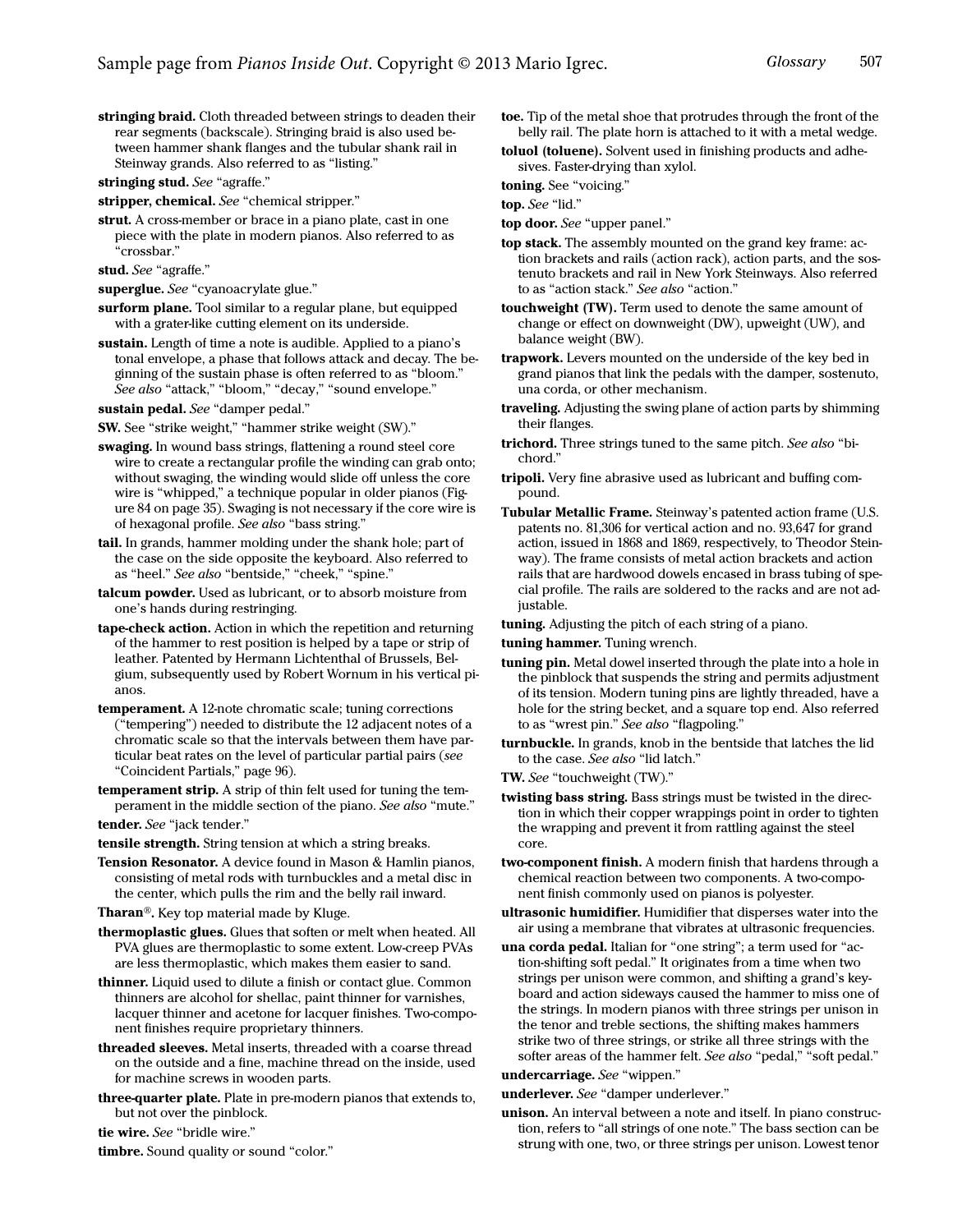**stringing braid.** Cloth threaded between strings to deaden their rear segments (backscale). Stringing braid is also used between hammer shank flanges and the tubular shank rail in Steinway grands. Also referred to as "listing."

**stringing stud.** *See* "agraffe."

**stripper, chemical.** *See* "chemical stripper."

**strut.** A cross-member or brace in a piano plate, cast in one piece with the plate in modern pianos. Also referred to as "crossbar."

**stud.** *See* "agraffe."

**superglue.** *See* "cyanoacrylate glue."

**surform plane.** Tool similar to a regular plane, but equipped with a grater-like cutting element on its underside.

**sustain.** Length of time a note is audible. Applied to a piano's tonal envelope, a phase that follows attack and decay. The beginning of the sustain phase is often referred to as "bloom." *See also* "attack," "bloom," "decay," "sound envelope."

**sustain pedal.** *See* "damper pedal."

**SW.** See "strike weight," "hammer strike weight (SW)."

**swaging.** In wound bass strings, flattening a round steel core wire to create a rectangular profile the winding can grab onto; without swaging, the winding would slide off unless the core wire is "whipped," a technique popular in older pianos (Figure 84 on page 35). Swaging is not necessary if the core wire is of hexagonal profile. *See also* "bass string."

**tail.** In grands, hammer molding under the shank hole; part of the case on the side opposite the keyboard. Also referred to as "heel." *See also* "bentside," "cheek," "spine."

**talcum powder.** Used as lubricant, or to absorb moisture from one's hands during restringing.

**tape-check action.** Action in which the repetition and returning of the hammer to rest position is helped by a tape or strip of leather. Patented by Hermann Lichtenthal of Brussels, Belgium, subsequently used by Robert Wornum in his vertical pianos.

**temperament.** A 12-note chromatic scale; tuning corrections ("tempering") needed to distribute the 12 adjacent notes of a chromatic scale so that the intervals between them have particular beat rates on the level of particular partial pairs (*see* "Coincident Partials," page 96).

**temperament strip.** A strip of thin felt used for tuning the temperament in the middle section of the piano. *See also* "mute."

**tender.** *See* "jack tender."

**tensile strength.** String tension at which a string breaks.

**Tension Resonator.** A device found in Mason & Hamlin pianos, consisting of metal rods with turnbuckles and a metal disc in the center, which pulls the rim and the belly rail inward.

**Tharan®.** Key top material made by Kluge.

**thermoplastic glues.** Glues that soften or melt when heated. All PVA glues are thermoplastic to some extent. Low-creep PVAs are less thermoplastic, which makes them easier to sand.

**thinner.** Liquid used to dilute a finish or contact glue. Common thinners are alcohol for shellac, paint thinner for varnishes, lacquer thinner and acetone for lacquer finishes. Two-component finishes require proprietary thinners.

**threaded sleeves.** Metal inserts, threaded with a coarse thread on the outside and a fine, machine thread on the inside, used for machine screws in wooden parts.

**three-quarter plate.** Plate in pre-modern pianos that extends to, but not over the pinblock.

**tie wire.** *See* "bridle wire."

**timbre.** Sound quality or sound "color."

**toe.** Tip of the metal shoe that protrudes through the front of the belly rail. The plate horn is attached to it with a metal wedge.

**toluol (toluene).** Solvent used in finishing products and adhesives. Faster-drying than xylol.

**toning.** See "voicing."

**top.** *See* "lid."

**top door.** *See* "upper panel."

**top stack.** The assembly mounted on the grand key frame: action brackets and rails (action rack), action parts, and the sostenuto brackets and rail in New York Steinways. Also referred to as "action stack." *See also* "action."

**touchweight (TW).** Term used to denote the same amount of change or effect on downweight (DW), upweight (UW), and balance weight (BW).

**trapwork.** Levers mounted on the underside of the key bed in grand pianos that link the pedals with the damper, sostenuto, una corda, or other mechanism.

**traveling.** Adjusting the swing plane of action parts by shimming their flanges.

**trichord.** Three strings tuned to the same pitch. *See also* "bichord."

**tripoli.** Very fine abrasive used as lubricant and buffing compound.

**Tubular Metallic Frame.** Steinway's patented action frame (U.S. patents no. 81,306 for vertical action and no. 93,647 for grand action, issued in 1868 and 1869, respectively, to Theodor Steinway). The frame consists of metal action brackets and action rails that are hardwood dowels encased in brass tubing of special profile. The rails are soldered to the racks and are not adjustable.

**tuning.** Adjusting the pitch of each string of a piano.

**tuning hammer.** Tuning wrench.

**tuning pin.** Metal dowel inserted through the plate into a hole in the pinblock that suspends the string and permits adjustment of its tension. Modern tuning pins are lightly threaded, have a hole for the string becket, and a square top end. Also referred to as "wrest pin." *See also* "flagpoling."

**turnbuckle.** In grands, knob in the bentside that latches the lid to the case. *See also* "lid latch."

**TW.** *See* "touchweight (TW)."

**twisting bass string.** Bass strings must be twisted in the direction in which their copper wrappings point in order to tighten the wrapping and prevent it from rattling against the steel core.

**two-component finish.** A modern finish that hardens through a chemical reaction between two components. A two-component finish commonly used on pianos is polyester.

**ultrasonic humidifier.** Humidifier that disperses water into the air using a membrane that vibrates at ultrasonic frequencies.

**una corda pedal.** Italian for "one string"; a term used for "action-shifting soft pedal." It originates from a time when two strings per unison were common, and shifting a grand's keyboard and action sideways caused the hammer to miss one of the strings. In modern pianos with three strings per unison in the tenor and treble sections, the shifting makes hammers strike two of three strings, or strike all three strings with the softer areas of the hammer felt. *See also* "pedal," "soft pedal."

**undercarriage.** *See* "wippen."

**underlever.** *See* "damper underlever."

**unison.** An interval between a note and itself. In piano construction, refers to "all strings of one note." The bass section can be strung with one, two, or three strings per unison. Lowest tenor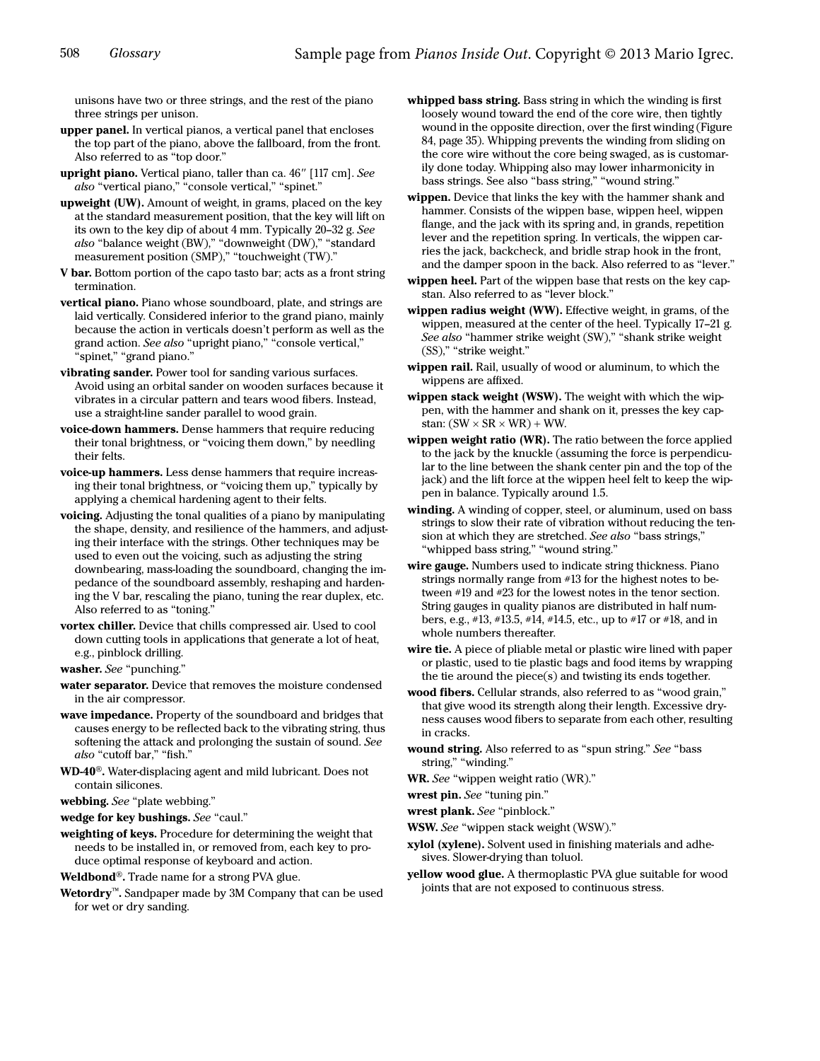unisons have two or three strings, and the rest of the piano three strings per unison.

**upper panel.** In vertical pianos, a vertical panel that encloses the top part of the piano, above the fallboard, from the front. Also referred to as "top door."

**upright piano.** Vertical piano, taller than ca. 46″ [117 cm]. *See also* "vertical piano," "console vertical," "spinet."

**upweight (UW).** Amount of weight, in grams, placed on the key at the standard measurement position, that the key will lift on its own to the key dip of about 4 mm. Typically 20–32 g. *See also* "balance weight (BW)," "downweight (DW)," "standard measurement position (SMP)," "touchweight (TW)."

**V bar.** Bottom portion of the capo tasto bar; acts as a front string termination.

**vertical piano.** Piano whose soundboard, plate, and strings are laid vertically. Considered inferior to the grand piano, mainly because the action in verticals doesn't perform as well as the grand action. *See also* "upright piano," "console vertical," "spinet," "grand piano."

**vibrating sander.** Power tool for sanding various surfaces. Avoid using an orbital sander on wooden surfaces because it vibrates in a circular pattern and tears wood fibers. Instead, use a straight-line sander parallel to wood grain.

**voice-down hammers.** Dense hammers that require reducing their tonal brightness, or "voicing them down," by needling their felts.

**voice-up hammers.** Less dense hammers that require increasing their tonal brightness, or "voicing them up," typically by applying a chemical hardening agent to their felts.

**voicing.** Adjusting the tonal qualities of a piano by manipulating the shape, density, and resilience of the hammers, and adjusting their interface with the strings. Other techniques may be used to even out the voicing, such as adjusting the string downbearing, mass-loading the soundboard, changing the impedance of the soundboard assembly, reshaping and hardening the V bar, rescaling the piano, tuning the rear duplex, etc. Also referred to as "toning."

**vortex chiller.** Device that chills compressed air. Used to cool down cutting tools in applications that generate a lot of heat, e.g., pinblock drilling.

**washer.** *See* "punching."

**water separator.** Device that removes the moisture condensed in the air compressor.

**wave impedance.** Property of the soundboard and bridges that causes energy to be reflected back to the vibrating string, thus softening the attack and prolonging the sustain of sound. *See also* "cutoff bar," "fish."

**WD-40®.** Water-displacing agent and mild lubricant. Does not contain silicones.

**webbing.** *See* "plate webbing."

**wedge for key bushings.** *See* "caul."

**weighting of keys.** Procedure for determining the weight that needs to be installed in, or removed from, each key to produce optimal response of keyboard and action.

**Weldbond®.** Trade name for a strong PVA glue.

**Wetordry™.** Sandpaper made by 3M Company that can be used for wet or dry sanding.

**whipped bass string.** Bass string in which the winding is first loosely wound toward the end of the core wire, then tightly wound in the opposite direction, over the first winding (Figure 84, page 35). Whipping prevents the winding from sliding on the core wire without the core being swaged, as is customarily done today. Whipping also may lower inharmonicity in bass strings. See also "bass string," "wound string."

**wippen.** Device that links the key with the hammer shank and hammer. Consists of the wippen base, wippen heel, wippen flange, and the jack with its spring and, in grands, repetition lever and the repetition spring. In verticals, the wippen carries the jack, backcheck, and bridle strap hook in the front, and the damper spoon in the back. Also referred to as "lever."

**wippen heel.** Part of the wippen base that rests on the key capstan. Also referred to as "lever block."

**wippen radius weight (WW).** Effective weight, in grams, of the wippen, measured at the center of the heel. Typically 17–21 g. *See also* "hammer strike weight (SW)," "shank strike weight (SS)," "strike weight."

**wippen rail.** Rail, usually of wood or aluminum, to which the wippens are affixed.

**wippen stack weight (WSW).** The weight with which the wippen, with the hammer and shank on it, presses the key capstan: (SW × SR × WR) + WW.

**wippen weight ratio (WR).** The ratio between the force applied to the jack by the knuckle (assuming the force is perpendicular to the line between the shank center pin and the top of the jack) and the lift force at the wippen heel felt to keep the wippen in balance. Typically around 1.5.

**winding.** A winding of copper, steel, or aluminum, used on bass strings to slow their rate of vibration without reducing the tension at which they are stretched. *See also* "bass strings," "whipped bass string," "wound string."

**wire gauge.** Numbers used to indicate string thickness. Piano strings normally range from #13 for the highest notes to between #19 and #23 for the lowest notes in the tenor section. String gauges in quality pianos are distributed in half numbers, e.g., #13, #13.5, #14, #14.5, etc., up to #17 or #18, and in whole numbers thereafter.

**wire tie.** A piece of pliable metal or plastic wire lined with paper or plastic, used to tie plastic bags and food items by wrapping the tie around the piece(s) and twisting its ends together.

**wood fibers.** Cellular strands, also referred to as "wood grain," that give wood its strength along their length. Excessive dryness causes wood fibers to separate from each other, resulting in cracks.

**wound string.** Also referred to as "spun string." *See* "bass string," "winding."

**WR.** *See* "wippen weight ratio (WR)."

**wrest pin.** *See* "tuning pin."

**wrest plank.** *See* "pinblock."

**WSW.** *See* "wippen stack weight (WSW)."

**xylol (xylene).** Solvent used in finishing materials and adhesives. Slower-drying than toluol.

**yellow wood glue.** A thermoplastic PVA glue suitable for wood joints that are not exposed to continuous stress.